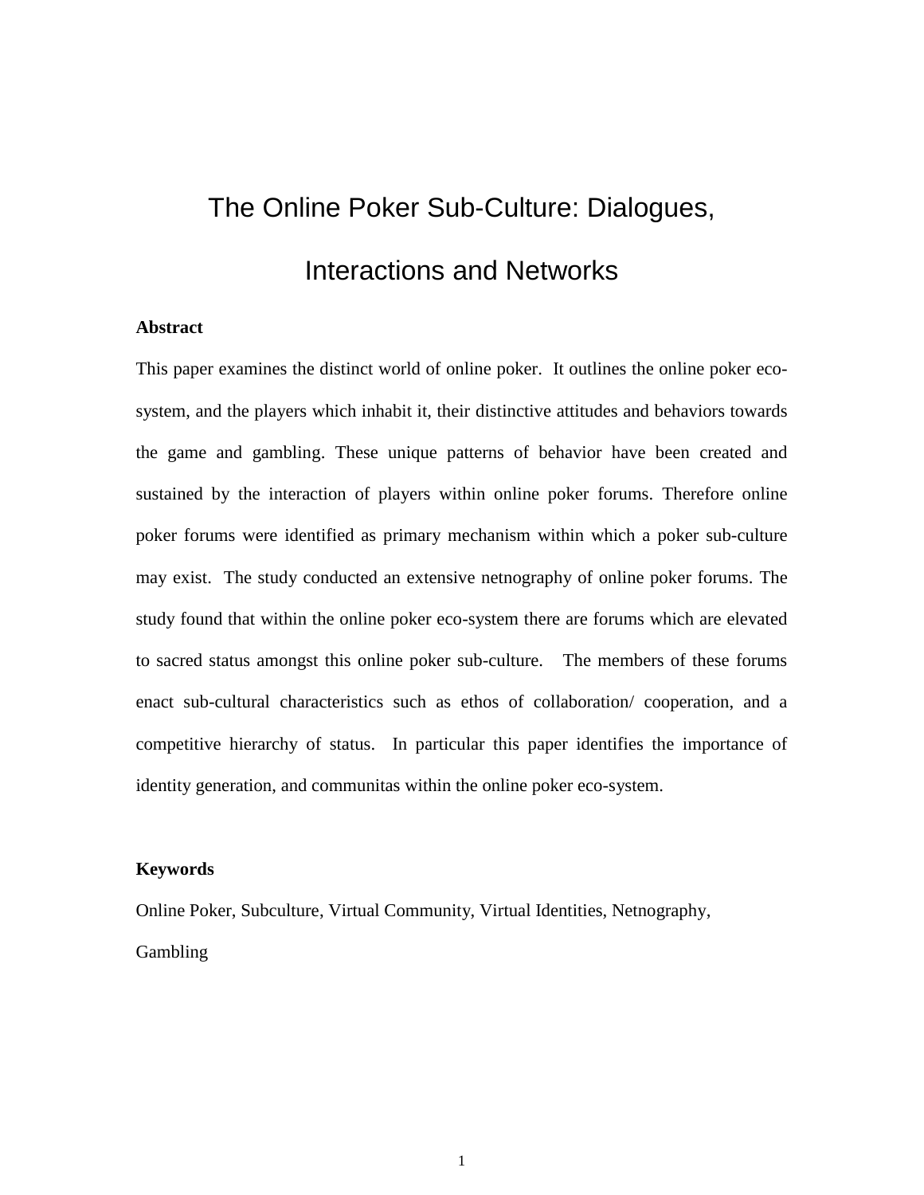# The Online Poker Sub-Culture: Dialogues, Interactions and Networks

**Abstract**

This paper examines the distinct world of online poker. It outlines the online poker eco-system, and the players which inhabit it, their distinctive attitudes and behaviors towards the game and gambling. These unique patterns of behavior have been created and sustained by the interaction of players within online poker forums. Therefore online poker forums were identified as primary mechanism within which a poker sub-culture may exist. The study conducted an extensive netnography of online poker forums. The study found that within the online poker eco-system there are forums which are elevated to sacred status amongst this online poker sub-culture. The members of these forums enact sub-cultural characteristics such as ethos of collaboration/ cooperation, and a competitive hierarchy of status. In particular this paper identifies the importance of identity generation, and communitas within the online poker eco-system.

**Keywords**

Online Poker, Subculture, Virtual Community, Virtual Identities, Netnography, Gambling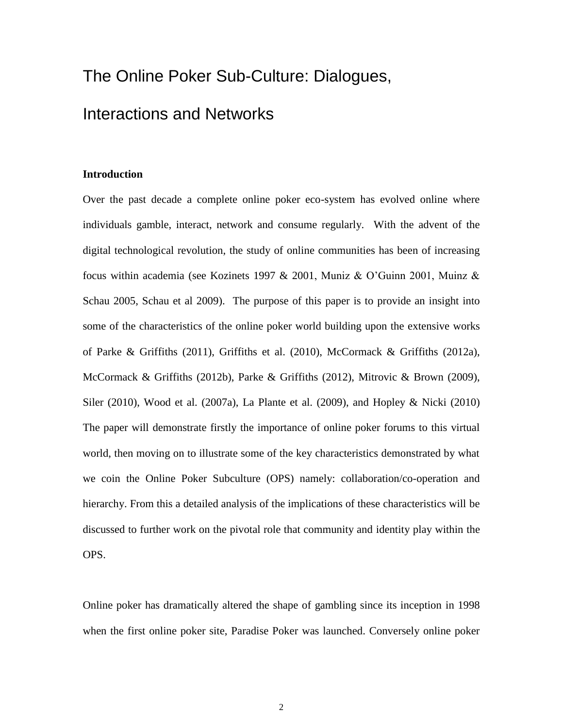# The Online Poker Sub-Culture: Dialogues, Interactions and Networks

**Introduction**

Over the past decade a complete online poker eco-system has evolved online where individuals gamble, interact, network and consume regularly. With the advent of the digital technological revolution, the study of online communities has been of increasing focus within academia (see Kozinets 1997 & 2001, Muniz & O'Guinn 2001, Muinz & Schau 2005, Schau et al 2009). The purpose of this paper is to provide an insight into some of the characteristics of the online poker world building upon the extensive works of Parke & Griffiths (2011), Griffiths et al. (2010), McCormack & Griffiths (2012a), McCormack & Griffiths (2012b), Parke & Griffiths (2012), Mitrovic & Brown (2009), Siler (2010), Wood et al. (2007a), La Plante et al. (2009), and Hopley & Nicki (2010) The paper will demonstrate firstly the importance of online poker forums to this virtual world, then moving on to illustrate some of the key characteristics demonstrated by what we coin the Online Poker Subculture (OPS) namely: collaboration/co-operation and hierarchy. From this a detailed analysis of the implications of these characteristics will be discussed to further work on the pivotal role that community and identity play within the OPS.

Online poker has dramatically altered the shape of gambling since its inception in 1998 when the first online poker site, Paradise Poker was launched. Conversely online poker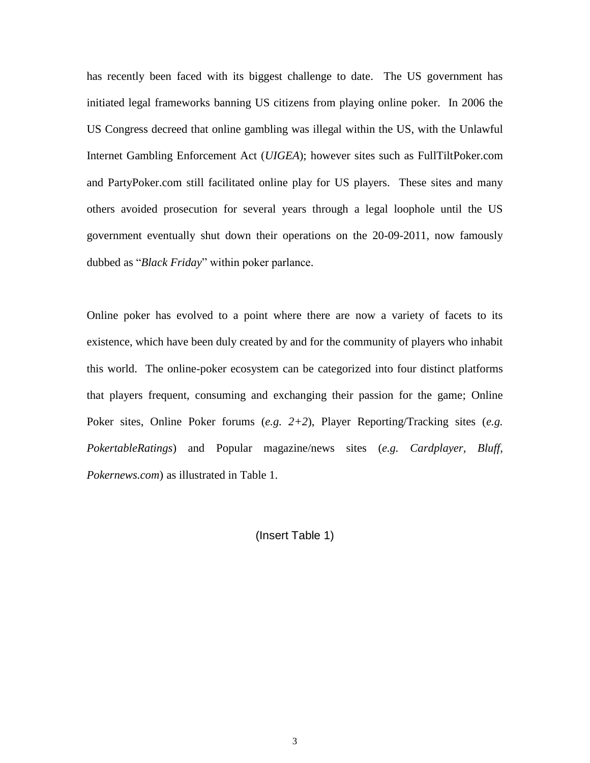has recently been faced with its biggest challenge to date. The US government has initiated legal frameworks banning US citizens from playing online poker. In 2006 the US Congress decreed that online gambling was illegal within the US, with the Unlawful Internet Gambling Enforcement Act (*UIGEA*); however sites such as FullTiltPoker.com and PartyPoker.com still facilitated online play for US players. These sites and many others avoided prosecution for several years through a legal loophole until the US government eventually shut down their operations on the 20-09-2011, now famously dubbed as "*Black Friday*" within poker parlance.

Online poker has evolved to a point where there are now a variety of facets to its existence, which have been duly created by and for the community of players who inhabit this world. The online-poker ecosystem can be categorized into four distinct platforms that players frequent, consuming and exchanging their passion for the game; Online Poker sites, Online Poker forums (*e.g. 2+2*), Player Reporting/Tracking sites (*e.g. PokertableRatings*) and Popular magazine/news sites (*e.g. Cardplayer*, *Bluff*, *Pokernews.com*) as illustrated in Table 1.

(Insert Table 1)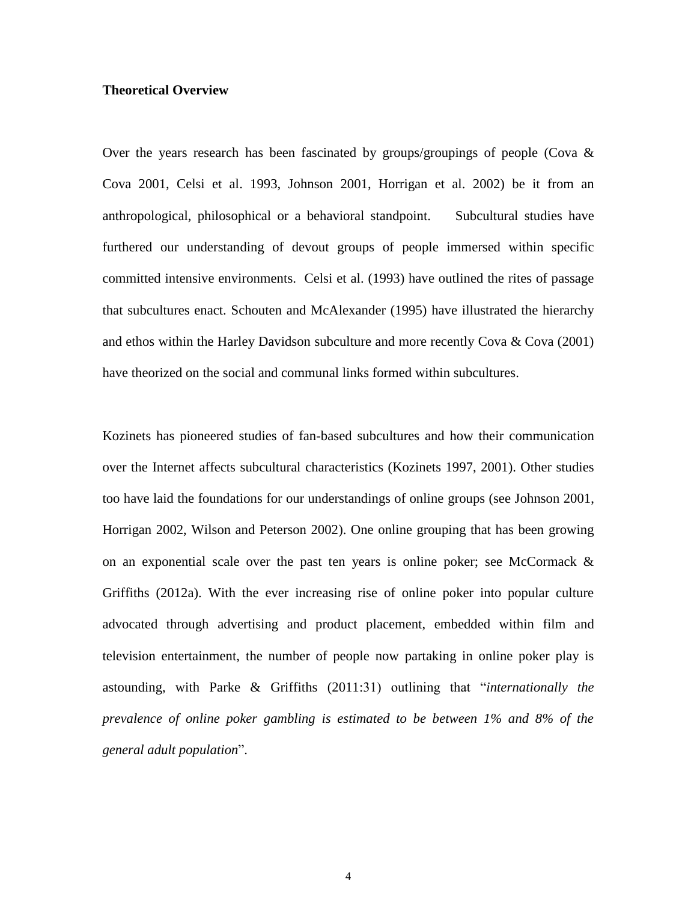**Theoretical Overview**

Over the years research has been fascinated by groups/groupings of people (Cova & Cova 2001, Celsi et al. 1993, Johnson 2001, Horrigan et al. 2002) be it from an anthropological, philosophical or a behavioral standpoint. Subcultural studies have furthered our understanding of devout groups of people immersed within specific committed intensive environments. Celsi et al. (1993) have outlined the rites of passage that subcultures enact. Schouten and McAlexander (1995) have illustrated the hierarchy and ethos within the Harley Davidson subculture and more recently Cova & Cova (2001) have theorized on the social and communal links formed within subcultures.

Kozinets has pioneered studies of fan-based subcultures and how their communication over the Internet affects subcultural characteristics (Kozinets 1997, 2001). Other studies too have laid the foundations for our understandings of online groups (see Johnson 2001, Horrigan 2002, Wilson and Peterson 2002). One online grouping that has been growing on an exponential scale over the past ten years is online poker; see McCormack & Griffiths (2012a). With the ever increasing rise of online poker into popular culture advocated through advertising and product placement, embedded within film and television entertainment, the number of people now partaking in online poker play is astounding, with Parke & Griffiths (2011:31) outlining that "*internationally the prevalence of online poker gambling is estimated to be between 1% and 8% of the general adult population*".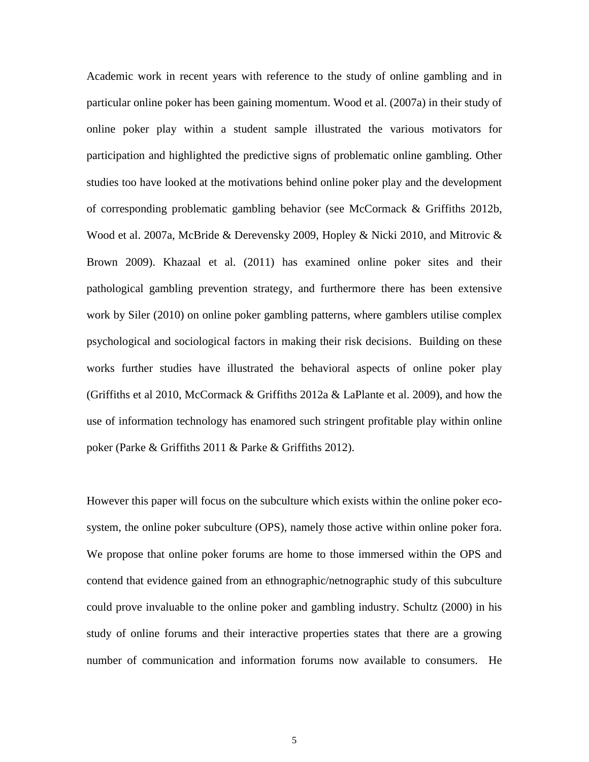Academic work in recent years with reference to the study of online gambling and in particular online poker has been gaining momentum. Wood et al. (2007a) in their study of online poker play within a student sample illustrated the various motivators for participation and highlighted the predictive signs of problematic online gambling. Other studies too have looked at the motivations behind online poker play and the development of corresponding problematic gambling behavior (see McCormack & Griffiths 2012b, Wood et al. 2007a, McBride & Derevensky 2009, Hopley & Nicki 2010, and Mitrovic & Brown 2009). Khazaal et al. (2011) has examined online poker sites and their pathological gambling prevention strategy, and furthermore there has been extensive work by Siler (2010) on online poker gambling patterns, where gamblers utilise complex psychological and sociological factors in making their risk decisions. Building on these works further studies have illustrated the behavioral aspects of online poker play (Griffiths et al 2010, McCormack & Griffiths 2012a & LaPlante et al. 2009), and how the use of information technology has enamored such stringent profitable play within online poker (Parke & Griffiths 2011 & Parke & Griffiths 2012).

However this paper will focus on the subculture which exists within the online poker eco-system, the online poker subculture (OPS), namely those active within online poker fora. We propose that online poker forums are home to those immersed within the OPS and contend that evidence gained from an ethnographic/netnographic study of this subculture could prove invaluable to the online poker and gambling industry. Schultz (2000) in his study of online forums and their interactive properties states that there are a growing number of communication and information forums now available to consumers. He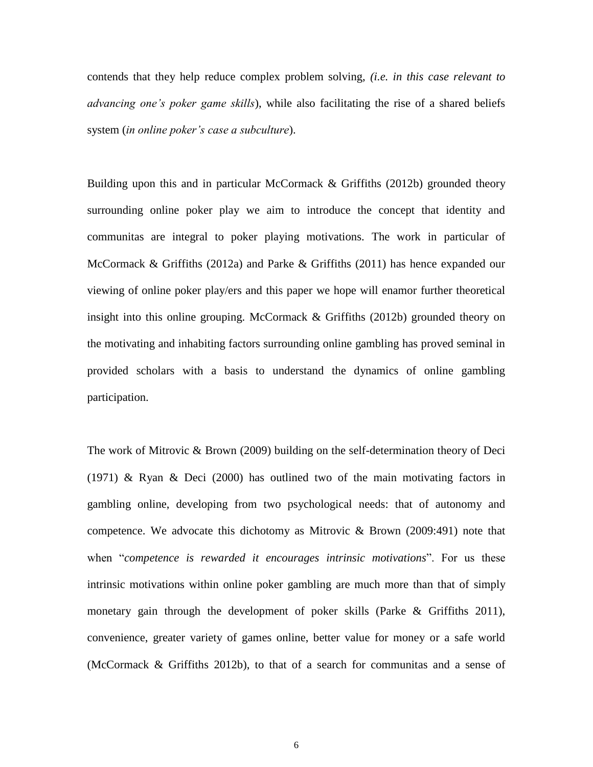contends that they help reduce complex problem solving, *(i.e. in this case relevant to advancing one's poker game skills*), while also facilitating the rise of a shared beliefs system (*in online poker's case a subculture*).

Building upon this and in particular McCormack & Griffiths (2012b) grounded theory surrounding online poker play we aim to introduce the concept that identity and communitas are integral to poker playing motivations. The work in particular of McCormack & Griffiths (2012a) and Parke & Griffiths (2011) has hence expanded our viewing of online poker play/ers and this paper we hope will enamor further theoretical insight into this online grouping. McCormack & Griffiths (2012b) grounded theory on the motivating and inhabiting factors surrounding online gambling has proved seminal in provided scholars with a basis to understand the dynamics of online gambling participation.

The work of Mitrovic & Brown (2009) building on the self-determination theory of Deci (1971) & Ryan & Deci (2000) has outlined two of the main motivating factors in gambling online, developing from two psychological needs: that of autonomy and competence. We advocate this dichotomy as Mitrovic & Brown (2009:491) note that when "*competence is rewarded it encourages intrinsic motivations*". For us these intrinsic motivations within online poker gambling are much more than that of simply monetary gain through the development of poker skills (Parke & Griffiths 2011), convenience, greater variety of games online, better value for money or a safe world (McCormack & Griffiths 2012b), to that of a search for communitas and a sense of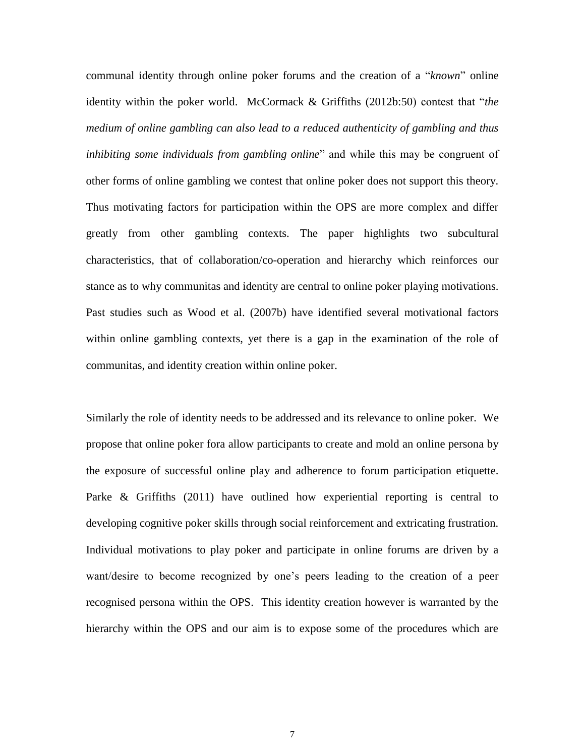communal identity through online poker forums and the creation of a "*known*" online identity within the poker world. McCormack & Griffiths (2012b:50) contest that "*the medium of online gambling can also lead to a reduced authenticity of gambling and thus inhibiting some individuals from gambling online*" and while this may be congruent of other forms of online gambling we contest that online poker does not support this theory. Thus motivating factors for participation within the OPS are more complex and differ greatly from other gambling contexts. The paper highlights two subcultural characteristics, that of collaboration/co-operation and hierarchy which reinforces our stance as to why communitas and identity are central to online poker playing motivations. Past studies such as Wood et al. (2007b) have identified several motivational factors within online gambling contexts, yet there is a gap in the examination of the role of communitas, and identity creation within online poker.

Similarly the role of identity needs to be addressed and its relevance to online poker. We propose that online poker fora allow participants to create and mold an online persona by the exposure of successful online play and adherence to forum participation etiquette. Parke & Griffiths (2011) have outlined how experiential reporting is central to developing cognitive poker skills through social reinforcement and extricating frustration. Individual motivations to play poker and participate in online forums are driven by a want/desire to become recognized by one's peers leading to the creation of a peer recognised persona within the OPS. This identity creation however is warranted by the hierarchy within the OPS and our aim is to expose some of the procedures which are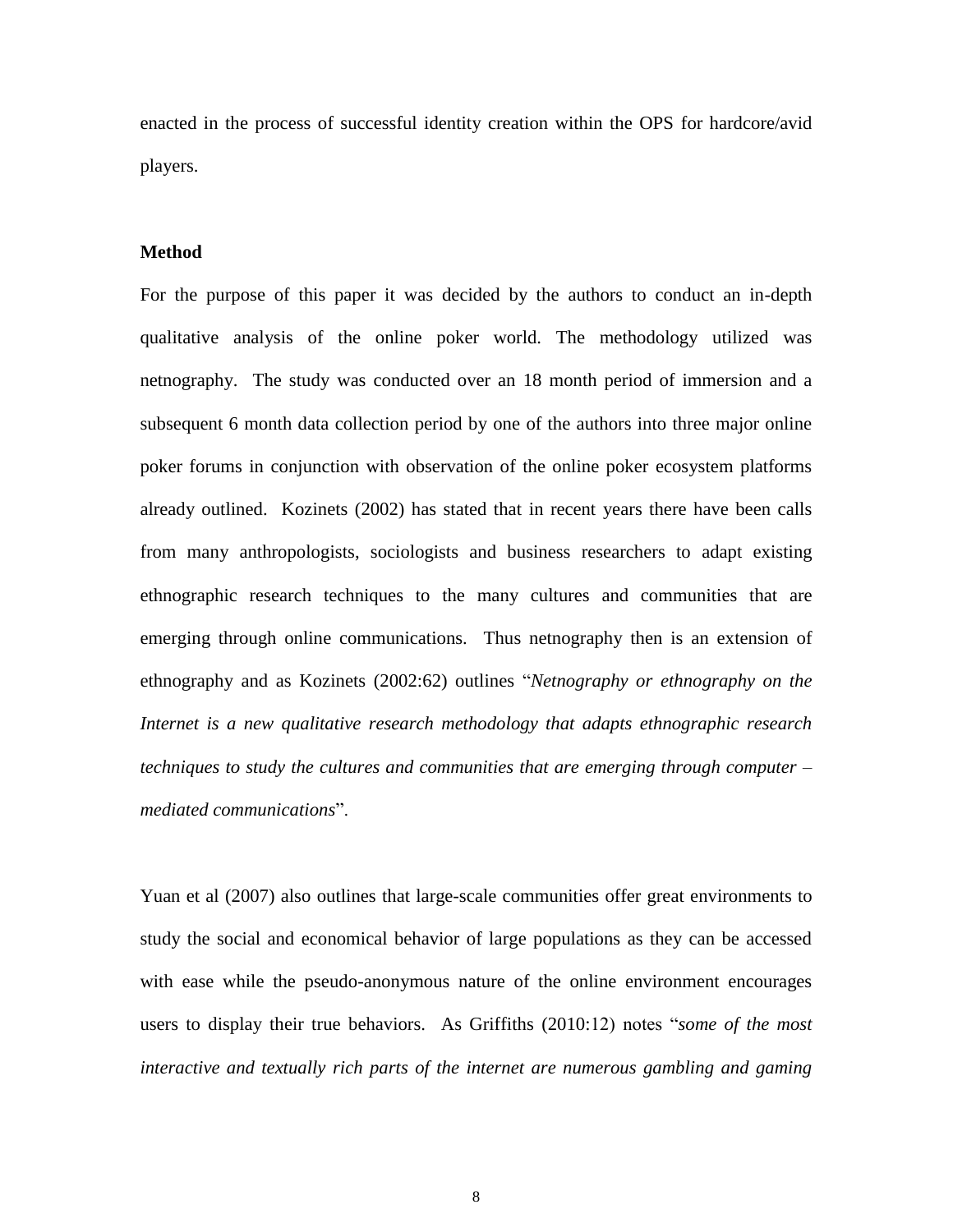enacted in the process of successful identity creation within the OPS for hardcore/avid players.

## Method

For the purpose of this paper it was decided by the authors to conduct an in-depth qualitative analysis of the online poker world. The methodology utilized was netnography. The study was conducted over an 18 month period of immersion and a subsequent 6 month data collection period by one of the authors into three major online poker forums in conjunction with observation of the online poker ecosystem platforms already outlined. Kozinets (2002) has stated that in recent years there have been calls from many anthropologists, sociologists and business researchers to adapt existing ethnographic research techniques to the many cultures and communities that are emerging through online communications. Thus netnography then is an extension of ethnography and as Kozinets (2002:62) outlines "*Netnography or ethnography on the Internet is a new qualitative research methodology that adapts ethnographic research techniques to study the cultures and communities that are emerging through computer – mediated communications*".

Yuan et al (2007) also outlines that large-scale communities offer great environments to study the social and economical behavior of large populations as they can be accessed with ease while the pseudo-anonymous nature of the online environment encourages users to display their true behaviors. As Griffiths (2010:12) notes "*some of the most interactive and textually rich parts of the internet are numerous gambling and gaming*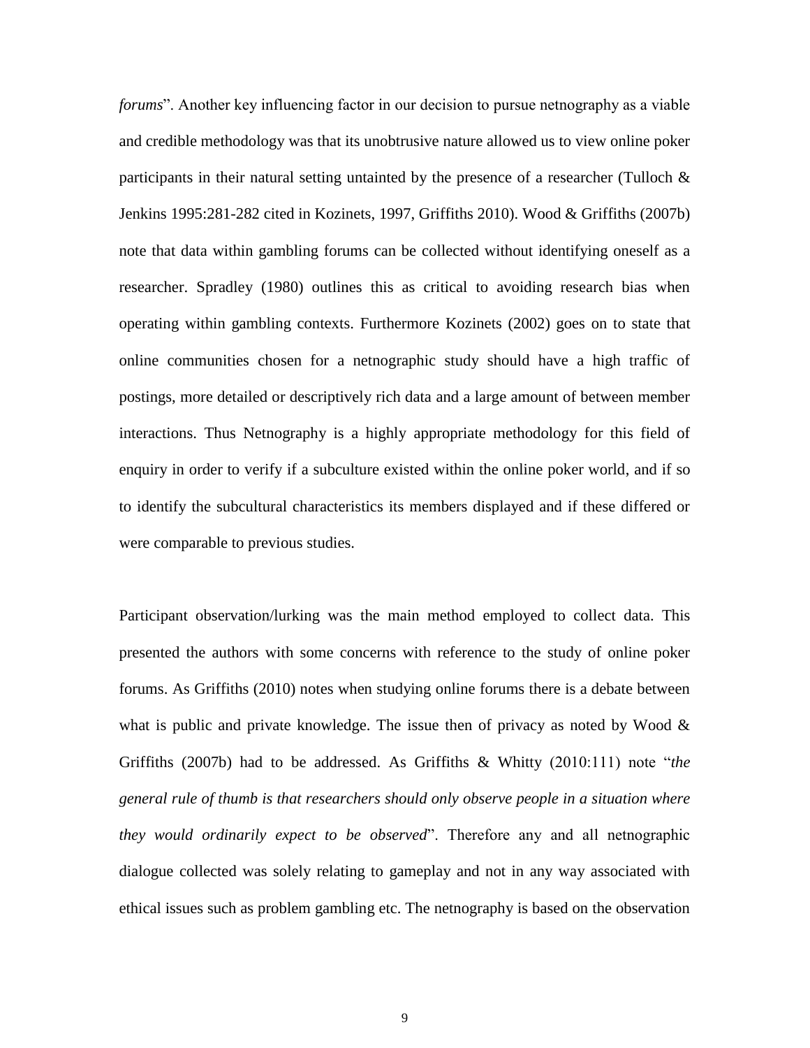*forums*". Another key influencing factor in our decision to pursue netnography as a viable and credible methodology was that its unobtrusive nature allowed us to view online poker participants in their natural setting untainted by the presence of a researcher (Tulloch & Jenkins 1995:281-282 cited in Kozinets, 1997, Griffiths 2010). Wood & Griffiths (2007b) note that data within gambling forums can be collected without identifying oneself as a researcher. Spradley (1980) outlines this as critical to avoiding research bias when operating within gambling contexts. Furthermore Kozinets (2002) goes on to state that online communities chosen for a netnographic study should have a high traffic of postings, more detailed or descriptively rich data and a large amount of between member interactions. Thus Netnography is a highly appropriate methodology for this field of enquiry in order to verify if a subculture existed within the online poker world, and if so to identify the subcultural characteristics its members displayed and if these differed or were comparable to previous studies.

Participant observation/lurking was the main method employed to collect data. This presented the authors with some concerns with reference to the study of online poker forums. As Griffiths (2010) notes when studying online forums there is a debate between what is public and private knowledge. The issue then of privacy as noted by Wood & Griffiths (2007b) had to be addressed. As Griffiths & Whitty (2010:111) note "*the general rule of thumb is that researchers should only observe people in a situation where they would ordinarily expect to be observed*". Therefore any and all netnographic dialogue collected was solely relating to gameplay and not in any way associated with ethical issues such as problem gambling etc. The netnography is based on the observation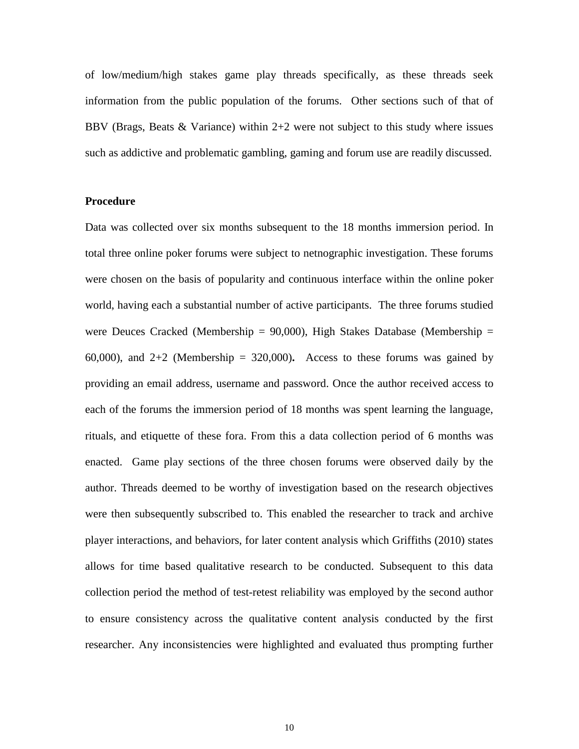of low/medium/high stakes game play threads specifically, as these threads seek information from the public population of the forums. Other sections such of that of BBV (Brags, Beats & Variance) within 2+2 were not subject to this study where issues such as addictive and problematic gambling, gaming and forum use are readily discussed.

**Procedure**

Data was collected over six months subsequent to the 18 months immersion period. In total three online poker forums were subject to netnographic investigation. These forums were chosen on the basis of popularity and continuous interface within the online poker world, having each a substantial number of active participants. The three forums studied were Deuces Cracked (Membership = 90,000), High Stakes Database (Membership = 60,000), and 2+2 (Membership = 320,000). Access to these forums was gained by providing an email address, username and password. Once the author received access to each of the forums the immersion period of 18 months was spent learning the language, rituals, and etiquette of these fora. From this a data collection period of 6 months was enacted. Game play sections of the three chosen forums were observed daily by the author. Threads deemed to be worthy of investigation based on the research objectives were then subsequently subscribed to. This enabled the researcher to track and archive player interactions, and behaviors, for later content analysis which Griffiths (2010) states allows for time based qualitative research to be conducted. Subsequent to this data collection period the method of test-retest reliability was employed by the second author to ensure consistency across the qualitative content analysis conducted by the first researcher. Any inconsistencies were highlighted and evaluated thus prompting further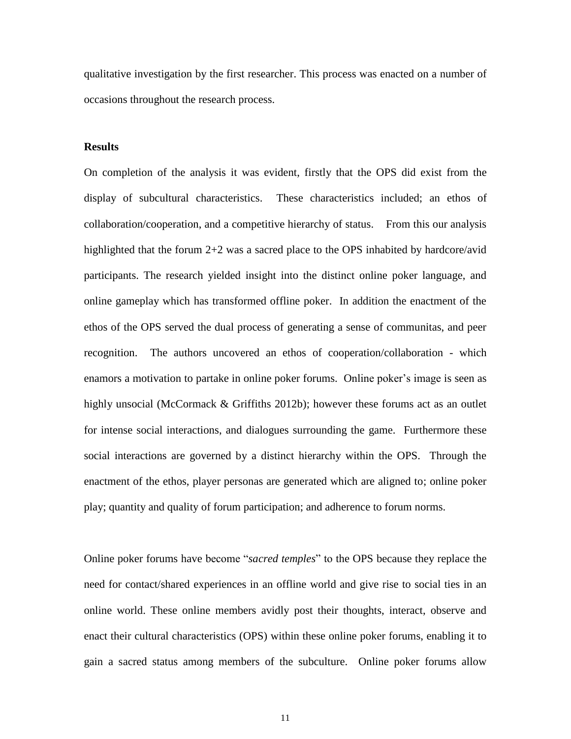qualitative investigation by the first researcher. This process was enacted on a number of occasions throughout the research process.

**Results**

On completion of the analysis it was evident, firstly that the OPS did exist from the display of subcultural characteristics. These characteristics included; an ethos of collaboration/cooperation, and a competitive hierarchy of status. From this our analysis highlighted that the forum 2+2 was a sacred place to the OPS inhabited by hardcore/avid participants. The research yielded insight into the distinct online poker language, and online gameplay which has transformed offline poker. In addition the enactment of the ethos of the OPS served the dual process of generating a sense of communitas, and peer recognition. The authors uncovered an ethos of cooperation/collaboration - which enamors a motivation to partake in online poker forums. Online poker's image is seen as highly unsocial (McCormack & Griffiths 2012b); however these forums act as an outlet for intense social interactions, and dialogues surrounding the game. Furthermore these social interactions are governed by a distinct hierarchy within the OPS. Through the enactment of the ethos, player personas are generated which are aligned to; online poker play; quantity and quality of forum participation; and adherence to forum norms.

Online poker forums have become "*sacred temples*" to the OPS because they replace the need for contact/shared experiences in an offline world and give rise to social ties in an online world. These online members avidly post their thoughts, interact, observe and enact their cultural characteristics (OPS) within these online poker forums, enabling it to gain a sacred status among members of the subculture. Online poker forums allow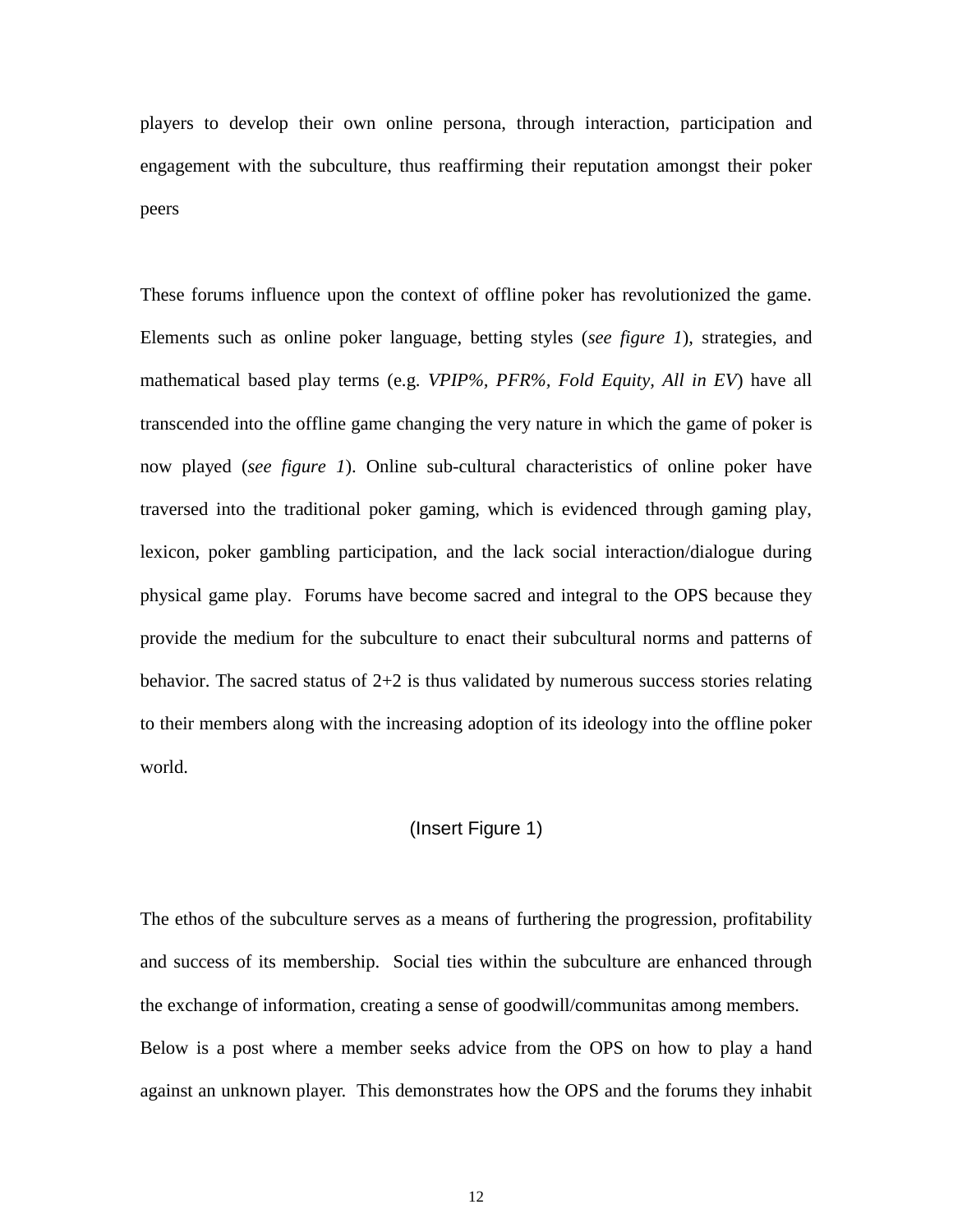players to develop their own online persona, through interaction, participation and engagement with the subculture, thus reaffirming their reputation amongst their poker peers

These forums influence upon the context of offline poker has revolutionized the game. Elements such as online poker language, betting styles (*see figure 1*), strategies, and mathematical based play terms (e.g. *VPIP%, PFR%, Fold Equity, All in EV*) have all transcended into the offline game changing the very nature in which the game of poker is now played (*see figure 1*). Online sub-cultural characteristics of online poker have traversed into the traditional poker gaming, which is evidenced through gaming play, lexicon, poker gambling participation, and the lack social interaction/dialogue during physical game play. Forums have become sacred and integral to the OPS because they provide the medium for the subculture to enact their subcultural norms and patterns of behavior. The sacred status of 2+2 is thus validated by numerous success stories relating to their members along with the increasing adoption of its ideology into the offline poker world.

(Insert Figure 1)

The ethos of the subculture serves as a means of furthering the progression, profitability and success of its membership. Social ties within the subculture are enhanced through the exchange of information, creating a sense of goodwill/communitas among members. Below is a post where a member seeks advice from the OPS on how to play a hand against an unknown player. This demonstrates how the OPS and the forums they inhabit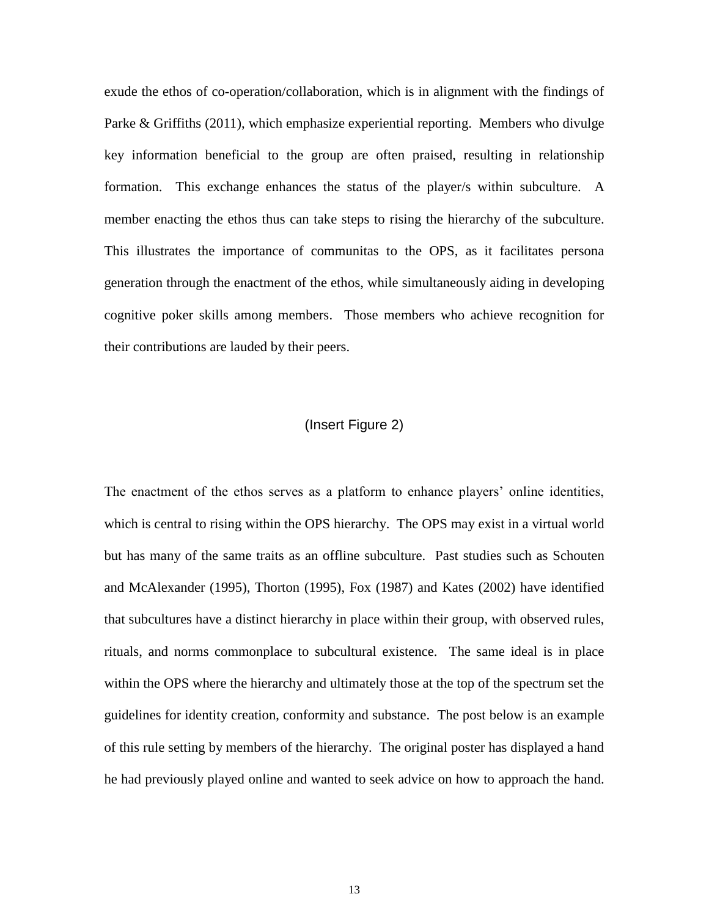exude the ethos of co-operation/collaboration, which is in alignment with the findings of Parke & Griffiths (2011), which emphasize experiential reporting. Members who divulge key information beneficial to the group are often praised, resulting in relationship formation. This exchange enhances the status of the player/s within subculture. A member enacting the ethos thus can take steps to rising the hierarchy of the subculture. This illustrates the importance of communitas to the OPS, as it facilitates persona generation through the enactment of the ethos, while simultaneously aiding in developing cognitive poker skills among members. Those members who achieve recognition for their contributions are lauded by their peers.

(Insert Figure 2)

The enactment of the ethos serves as a platform to enhance players' online identities, which is central to rising within the OPS hierarchy. The OPS may exist in a virtual world but has many of the same traits as an offline subculture. Past studies such as Schouten and McAlexander (1995), Thorton (1995), Fox (1987) and Kates (2002) have identified that subcultures have a distinct hierarchy in place within their group, with observed rules, rituals, and norms commonplace to subcultural existence. The same ideal is in place within the OPS where the hierarchy and ultimately those at the top of the spectrum set the guidelines for identity creation, conformity and substance. The post below is an example of this rule setting by members of the hierarchy. The original poster has displayed a hand he had previously played online and wanted to seek advice on how to approach the hand.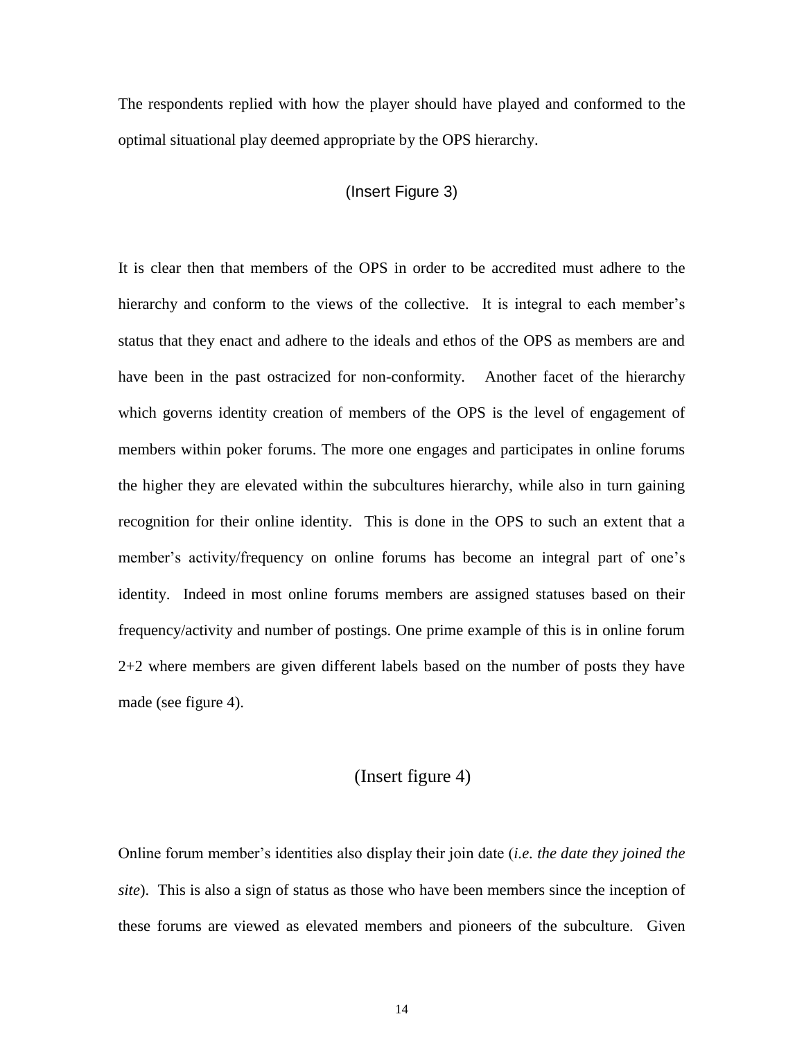The respondents replied with how the player should have played and conformed to the optimal situational play deemed appropriate by the OPS hierarchy.

(Insert Figure 3)

It is clear then that members of the OPS in order to be accredited must adhere to the hierarchy and conform to the views of the collective. It is integral to each member's status that they enact and adhere to the ideals and ethos of the OPS as members are and have been in the past ostracized for non-conformity. Another facet of the hierarchy which governs identity creation of members of the OPS is the level of engagement of members within poker forums. The more one engages and participates in online forums the higher they are elevated within the subcultures hierarchy, while also in turn gaining recognition for their online identity. This is done in the OPS to such an extent that a member's activity/frequency on online forums has become an integral part of one's identity. Indeed in most online forums members are assigned statuses based on their frequency/activity and number of postings. One prime example of this is in online forum 2+2 where members are given different labels based on the number of posts they have made (see figure 4).

(Insert figure 4)

Online forum member's identities also display their join date (*i.e. the date they joined the site*). This is also a sign of status as those who have been members since the inception of these forums are viewed as elevated members and pioneers of the subculture. Given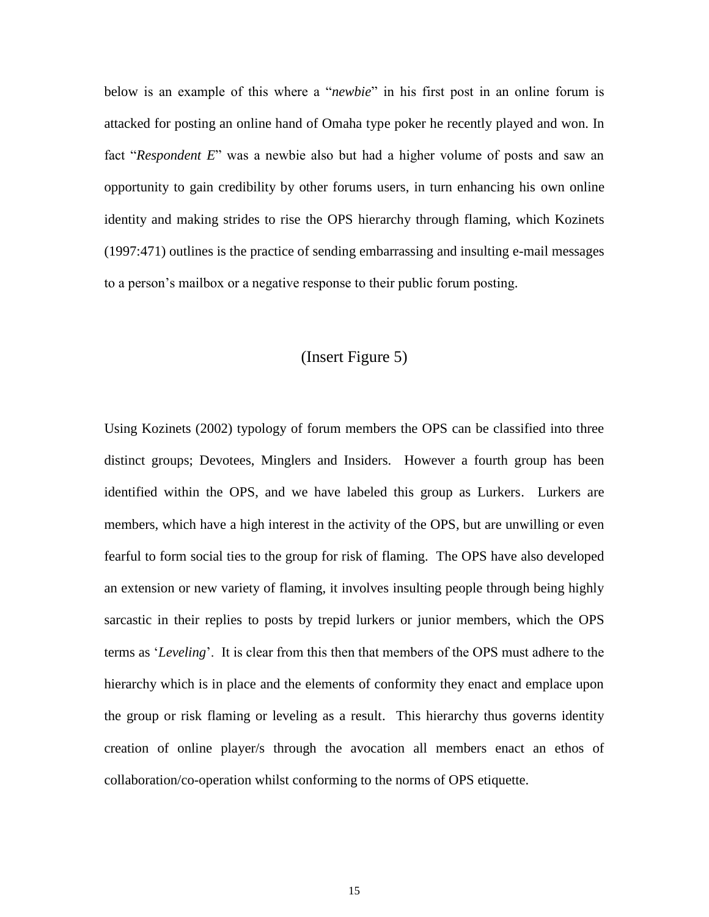below is an example of this where a "*newbie*" in his first post in an online forum is attacked for posting an online hand of Omaha type poker he recently played and won. In fact "*Respondent E*" was a newbie also but had a higher volume of posts and saw an opportunity to gain credibility by other forums users, in turn enhancing his own online identity and making strides to rise the OPS hierarchy through flaming, which Kozinets (1997:471) outlines is the practice of sending embarrassing and insulting e-mail messages to a person's mailbox or a negative response to their public forum posting.

(Insert Figure 5)

Using Kozinets (2002) typology of forum members the OPS can be classified into three distinct groups; Devotees, Minglers and Insiders. However a fourth group has been identified within the OPS, and we have labeled this group as Lurkers. Lurkers are members, which have a high interest in the activity of the OPS, but are unwilling or even fearful to form social ties to the group for risk of flaming. The OPS have also developed an extension or new variety of flaming, it involves insulting people through being highly sarcastic in their replies to posts by trepid lurkers or junior members, which the OPS terms as '*Leveling*'. It is clear from this then that members of the OPS must adhere to the hierarchy which is in place and the elements of conformity they enact and emplace upon the group or risk flaming or leveling as a result. This hierarchy thus governs identity creation of online player/s through the avocation all members enact an ethos of collaboration/co-operation whilst conforming to the norms of OPS etiquette.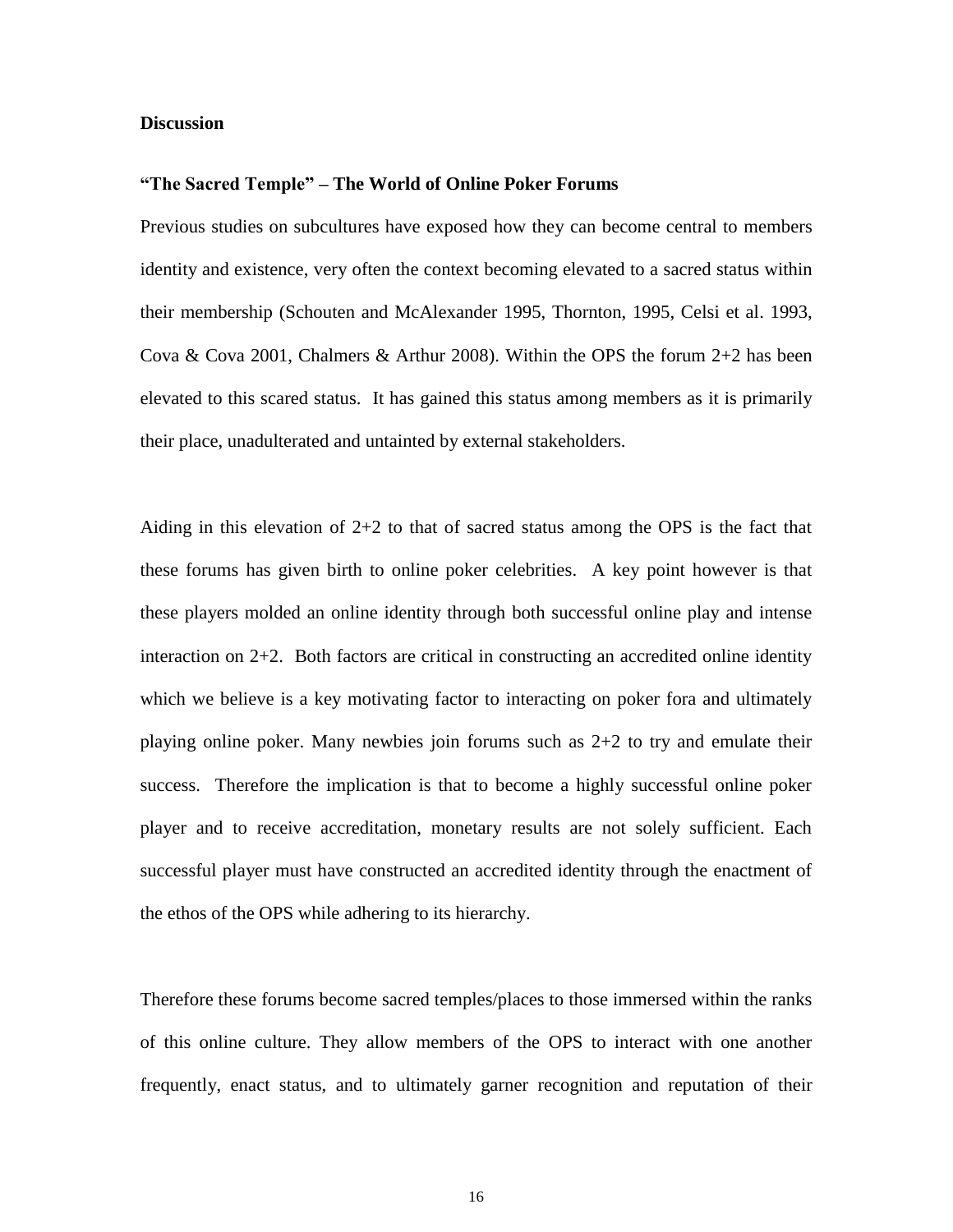**Discussion**

**"The Sacred Temple" – The World of Online Poker Forums**

Previous studies on subcultures have exposed how they can become central to members identity and existence, very often the context becoming elevated to a sacred status within their membership (Schouten and McAlexander 1995, Thornton, 1995, Celsi et al. 1993, Cova & Cova 2001, Chalmers & Arthur 2008). Within the OPS the forum 2+2 has been elevated to this scared status. It has gained this status among members as it is primarily their place, unadulterated and untainted by external stakeholders.

Aiding in this elevation of 2+2 to that of sacred status among the OPS is the fact that these forums has given birth to online poker celebrities. A key point however is that these players molded an online identity through both successful online play and intense interaction on 2+2. Both factors are critical in constructing an accredited online identity which we believe is a key motivating factor to interacting on poker fora and ultimately playing online poker. Many newbies join forums such as 2+2 to try and emulate their success. Therefore the implication is that to become a highly successful online poker player and to receive accreditation, monetary results are not solely sufficient. Each successful player must have constructed an accredited identity through the enactment of the ethos of the OPS while adhering to its hierarchy.

Therefore these forums become sacred temples/places to those immersed within the ranks of this online culture. They allow members of the OPS to interact with one another frequently, enact status, and to ultimately garner recognition and reputation of their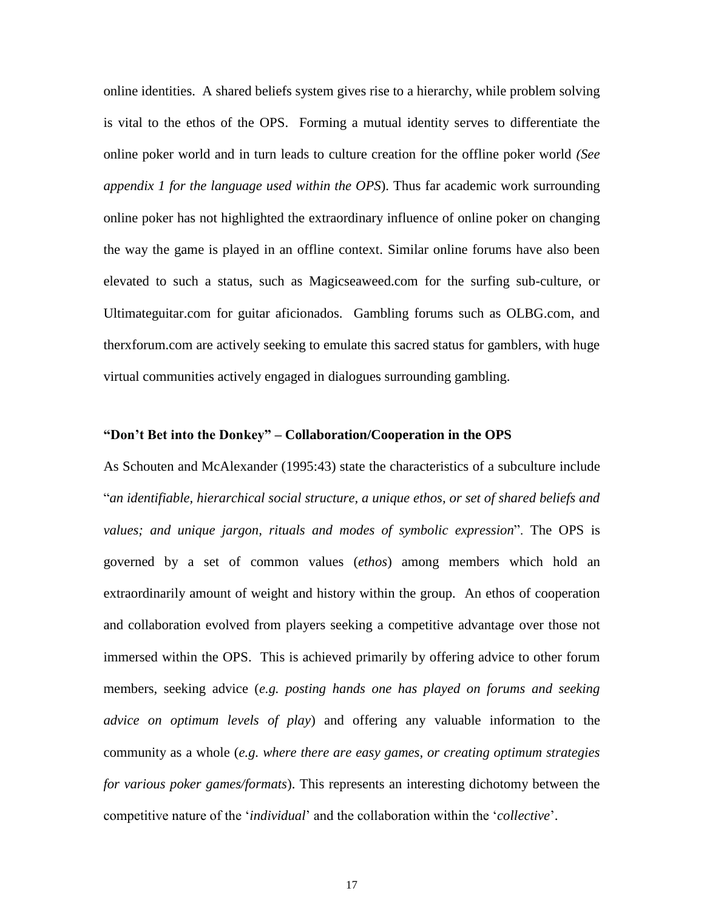online identities. A shared beliefs system gives rise to a hierarchy, while problem solving is vital to the ethos of the OPS. Forming a mutual identity serves to differentiate the online poker world and in turn leads to culture creation for the offline poker world *(See appendix 1 for the language used within the OPS*). Thus far academic work surrounding online poker has not highlighted the extraordinary influence of online poker on changing the way the game is played in an offline context. Similar online forums have also been elevated to such a status, such as Magicseaweed.com for the surfing sub-culture, or Ultimateguitar.com for guitar aficionados. Gambling forums such as OLBG.com, and therxforum.com are actively seeking to emulate this sacred status for gamblers, with huge virtual communities actively engaged in dialogues surrounding gambling.

**"Don't Bet into the Donkey" – Collaboration/Cooperation in the OPS**

As Schouten and McAlexander (1995:43) state the characteristics of a subculture include "*an identifiable, hierarchical social structure, a unique ethos, or set of shared beliefs and values; and unique jargon, rituals and modes of symbolic expression*". The OPS is governed by a set of common values (*ethos*) among members which hold an extraordinarily amount of weight and history within the group. An ethos of cooperation and collaboration evolved from players seeking a competitive advantage over those not immersed within the OPS. This is achieved primarily by offering advice to other forum members, seeking advice (*e.g. posting hands one has played on forums and seeking advice on optimum levels of play*) and offering any valuable information to the community as a whole (*e.g. where there are easy games, or creating optimum strategies for various poker games/formats*). This represents an interesting dichotomy between the competitive nature of the '*individual*' and the collaboration within the '*collective*'.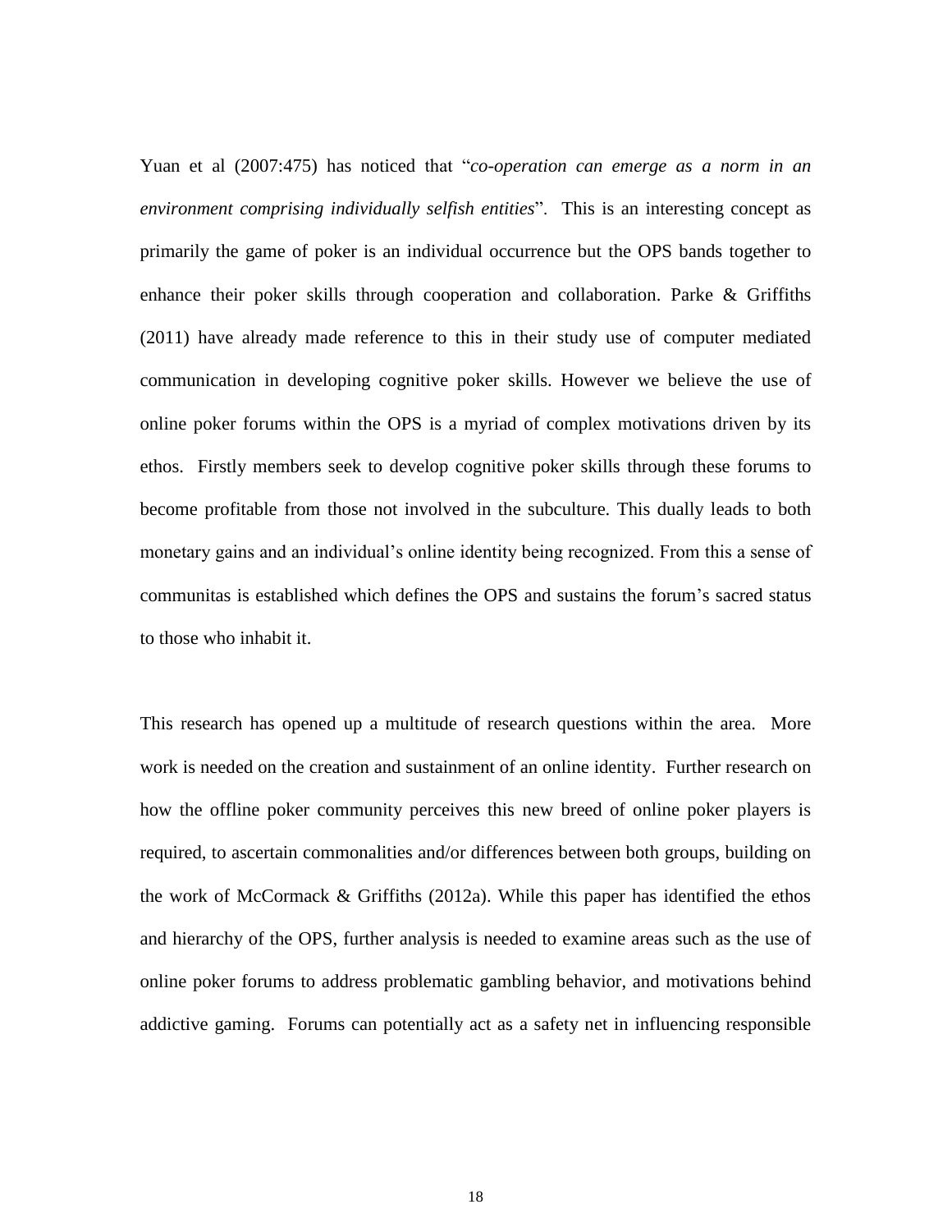Yuan et al (2007:475) has noticed that "*co-operation can emerge as a norm in an environment comprising individually selfish entities*". This is an interesting concept as primarily the game of poker is an individual occurrence but the OPS bands together to enhance their poker skills through cooperation and collaboration. Parke & Griffiths (2011) have already made reference to this in their study use of computer mediated communication in developing cognitive poker skills. However we believe the use of online poker forums within the OPS is a myriad of complex motivations driven by its ethos. Firstly members seek to develop cognitive poker skills through these forums to become profitable from those not involved in the subculture. This dually leads to both monetary gains and an individual's online identity being recognized. From this a sense of communitas is established which defines the OPS and sustains the forum's sacred status to those who inhabit it.

This research has opened up a multitude of research questions within the area. More work is needed on the creation and sustainment of an online identity. Further research on how the offline poker community perceives this new breed of online poker players is required, to ascertain commonalities and/or differences between both groups, building on the work of McCormack & Griffiths (2012a). While this paper has identified the ethos and hierarchy of the OPS, further analysis is needed to examine areas such as the use of online poker forums to address problematic gambling behavior, and motivations behind addictive gaming. Forums can potentially act as a safety net in influencing responsible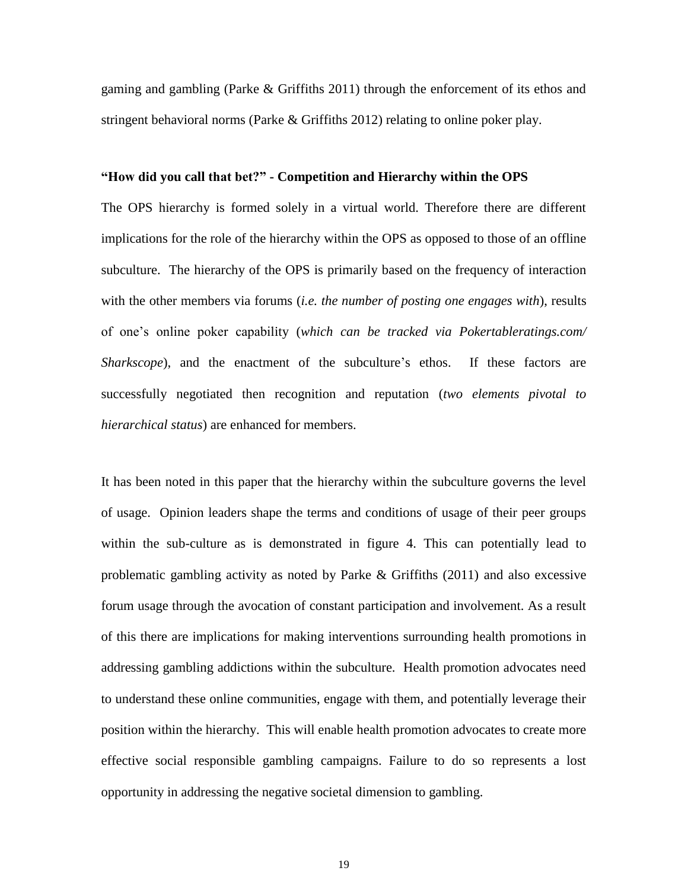gaming and gambling (Parke & Griffiths 2011) through the enforcement of its ethos and stringent behavioral norms (Parke & Griffiths 2012) relating to online poker play.

**"How did you call that bet?" - Competition and Hierarchy within the OPS**

The OPS hierarchy is formed solely in a virtual world. Therefore there are different implications for the role of the hierarchy within the OPS as opposed to those of an offline subculture. The hierarchy of the OPS is primarily based on the frequency of interaction with the other members via forums (*i.e. the number of posting one engages with*), results of one's online poker capability (*which can be tracked via Pokertableratings.com/ Sharkscope*), and the enactment of the subculture's ethos. If these factors are successfully negotiated then recognition and reputation (*two elements pivotal to hierarchical status*) are enhanced for members.

It has been noted in this paper that the hierarchy within the subculture governs the level of usage. Opinion leaders shape the terms and conditions of usage of their peer groups within the sub-culture as is demonstrated in figure 4. This can potentially lead to problematic gambling activity as noted by Parke & Griffiths (2011) and also excessive forum usage through the avocation of constant participation and involvement. As a result of this there are implications for making interventions surrounding health promotions in addressing gambling addictions within the subculture. Health promotion advocates need to understand these online communities, engage with them, and potentially leverage their position within the hierarchy. This will enable health promotion advocates to create more effective social responsible gambling campaigns. Failure to do so represents a lost opportunity in addressing the negative societal dimension to gambling.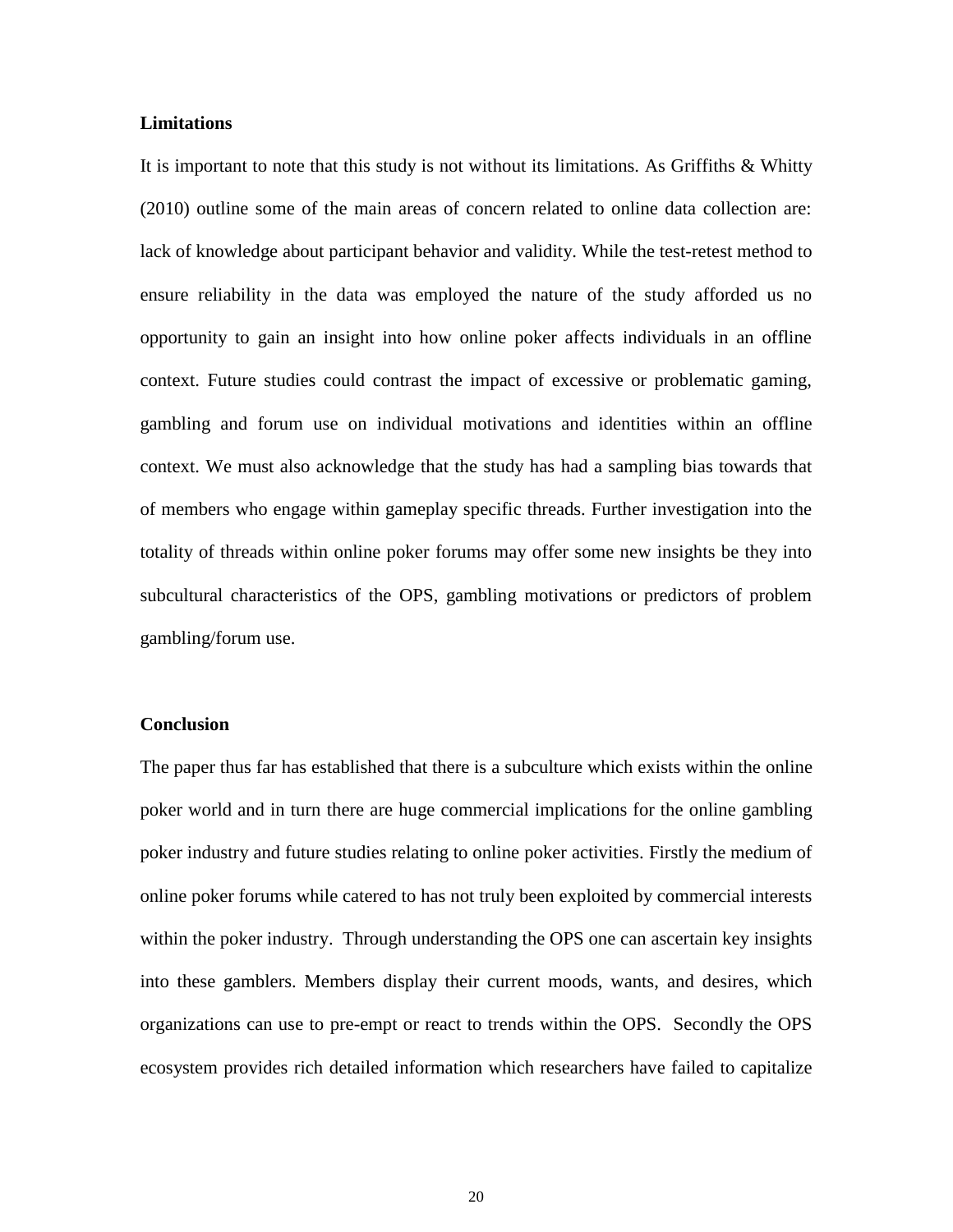**Limitations**

It is important to note that this study is not without its limitations. As Griffiths & Whitty (2010) outline some of the main areas of concern related to online data collection are: lack of knowledge about participant behavior and validity. While the test-retest method to ensure reliability in the data was employed the nature of the study afforded us no opportunity to gain an insight into how online poker affects individuals in an offline context. Future studies could contrast the impact of excessive or problematic gaming, gambling and forum use on individual motivations and identities within an offline context. We must also acknowledge that the study has had a sampling bias towards that of members who engage within gameplay specific threads. Further investigation into the totality of threads within online poker forums may offer some new insights be they into subcultural characteristics of the OPS, gambling motivations or predictors of problem gambling/forum use.

**Conclusion**

The paper thus far has established that there is a subculture which exists within the online poker world and in turn there are huge commercial implications for the online gambling poker industry and future studies relating to online poker activities. Firstly the medium of online poker forums while catered to has not truly been exploited by commercial interests within the poker industry. Through understanding the OPS one can ascertain key insights into these gamblers. Members display their current moods, wants, and desires, which organizations can use to pre-empt or react to trends within the OPS. Secondly the OPS ecosystem provides rich detailed information which researchers have failed to capitalize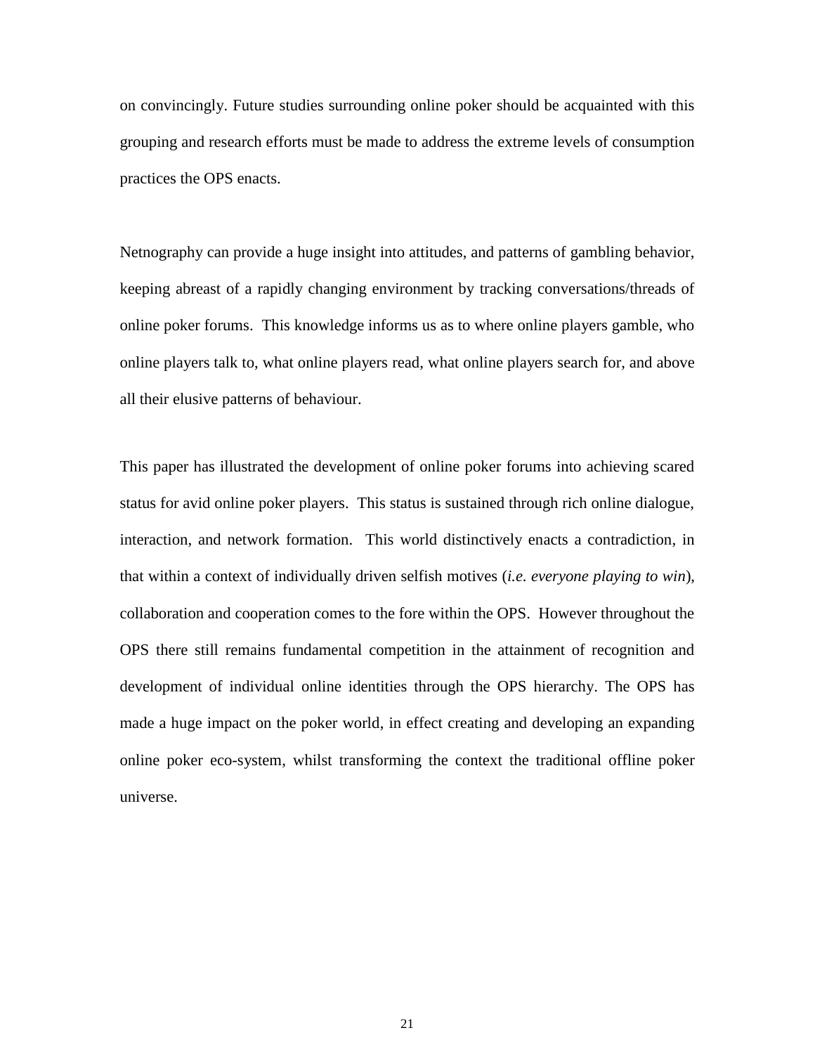on convincingly. Future studies surrounding online poker should be acquainted with this grouping and research efforts must be made to address the extreme levels of consumption practices the OPS enacts.

Netnography can provide a huge insight into attitudes, and patterns of gambling behavior, keeping abreast of a rapidly changing environment by tracking conversations/threads of online poker forums. This knowledge informs us as to where online players gamble, who online players talk to, what online players read, what online players search for, and above all their elusive patterns of behaviour.

This paper has illustrated the development of online poker forums into achieving scared status for avid online poker players. This status is sustained through rich online dialogue, interaction, and network formation. This world distinctively enacts a contradiction, in that within a context of individually driven selfish motives (*i.e. everyone playing to win*), collaboration and cooperation comes to the fore within the OPS. However throughout the OPS there still remains fundamental competition in the attainment of recognition and development of individual online identities through the OPS hierarchy. The OPS has made a huge impact on the poker world, in effect creating and developing an expanding online poker eco-system, whilst transforming the context the traditional offline poker universe.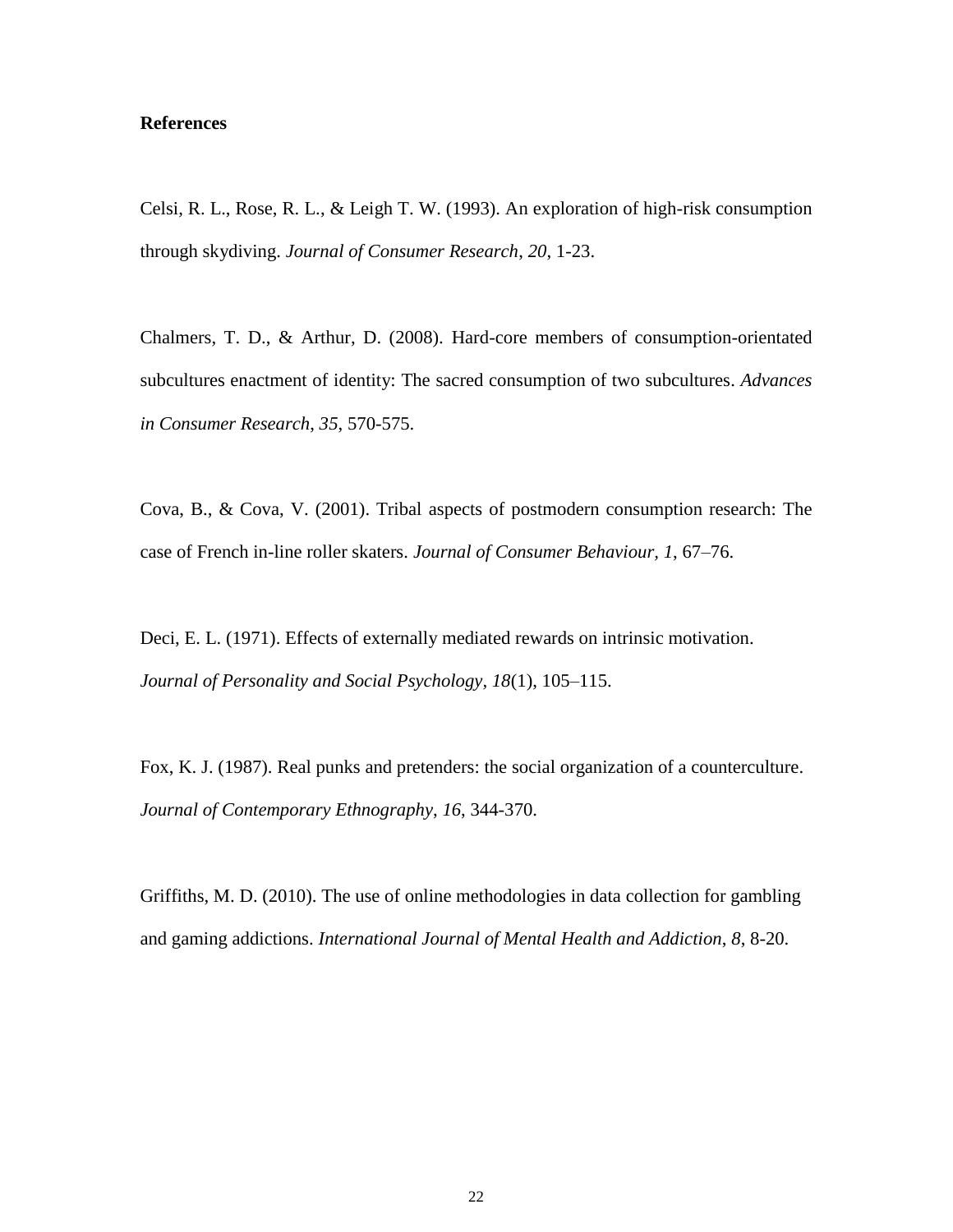**References**

Celsi, R. L., Rose, R. L., & Leigh T. W. (1993). An exploration of high-risk consumption through skydiving. *Journal of Consumer Research*, *20*, 1-23.

Chalmers, T. D., & Arthur, D. (2008). Hard-core members of consumption-orientated subcultures enactment of identity: The sacred consumption of two subcultures. *Advances in Consumer Research*, *35*, 570-575.

Cova, B., & Cova, V. (2001). Tribal aspects of postmodern consumption research: The case of French in-line roller skaters. *Journal of Consumer Behaviour, 1*, 67–76.

Deci, E. L. (1971). Effects of externally mediated rewards on intrinsic motivation. *Journal of Personality and Social Psychology*, *18*(1), 105–115.

Fox, K. J. (1987). Real punks and pretenders: the social organization of a counterculture. *Journal of Contemporary Ethnography*, *16*, 344-370.

Griffiths, M. D. (2010). The use of online methodologies in data collection for gambling and gaming addictions. *International Journal of Mental Health and Addiction*, *8*, 8-20.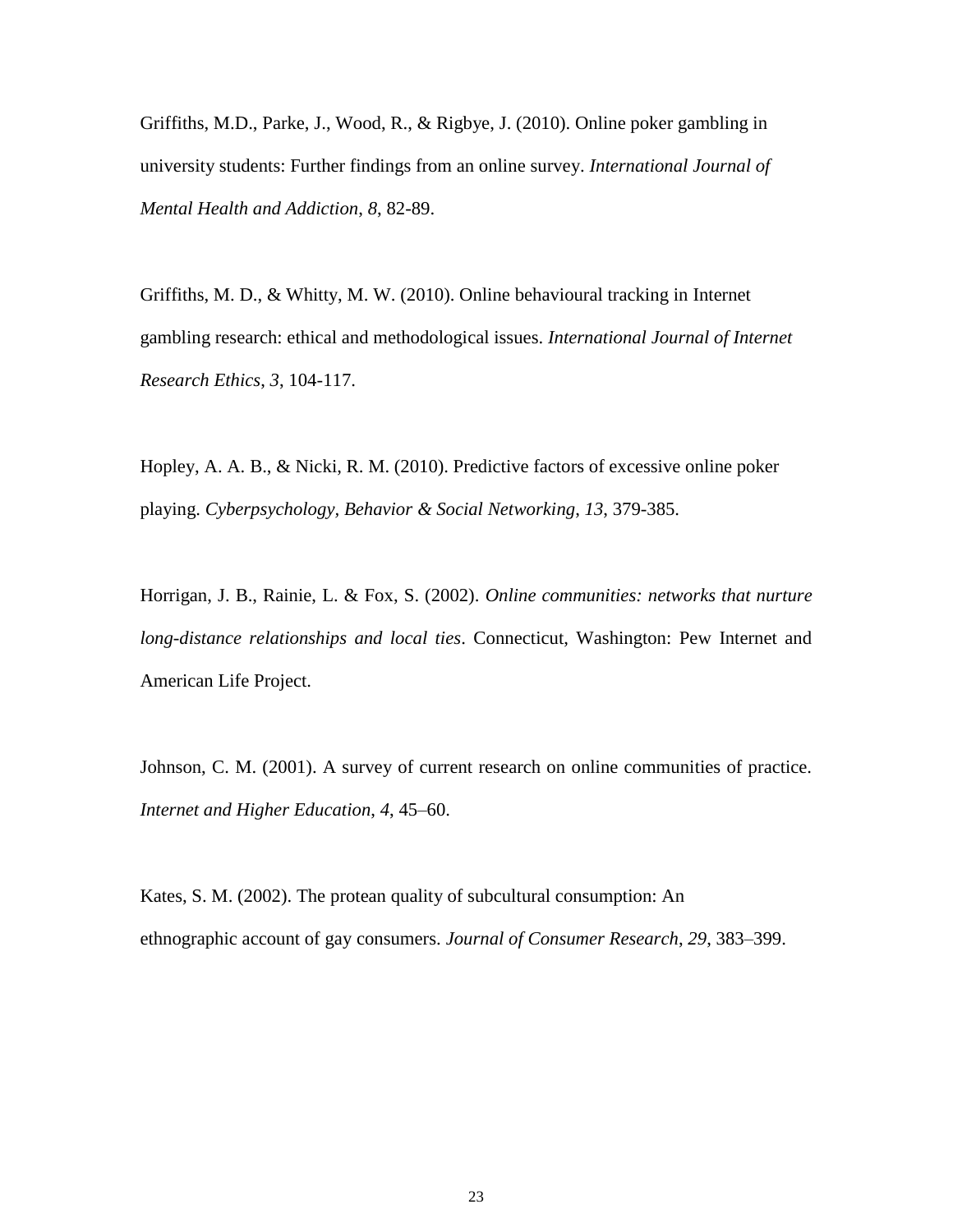Griffiths, M.D., Parke, J., Wood, R., & Rigbye, J. (2010). Online poker gambling in university students: Further findings from an online survey. *International Journal of Mental Health and Addiction*, *8*, 82-89.

Griffiths, M. D., & Whitty, M. W. (2010). Online behavioural tracking in Internet gambling research: ethical and methodological issues. *International Journal of Internet Research Ethics*, *3*, 104-117.

Hopley, A. A. B., & Nicki, R. M. (2010). Predictive factors of excessive online poker playing. *Cyberpsychology, Behavior & Social Networking*, *13*, 379-385.

Horrigan, J. B., Rainie, L. & Fox, S. (2002). *Online communities: networks that nurture long-distance relationships and local ties*. Connecticut, Washington: Pew Internet and American Life Project.

Johnson, C. M. (2001). A survey of current research on online communities of practice. *Internet and Higher Education*, *4*, 45–60.

Kates, S. M. (2002). The protean quality of subcultural consumption: An ethnographic account of gay consumers. *Journal of Consumer Research*, *29*, 383–399.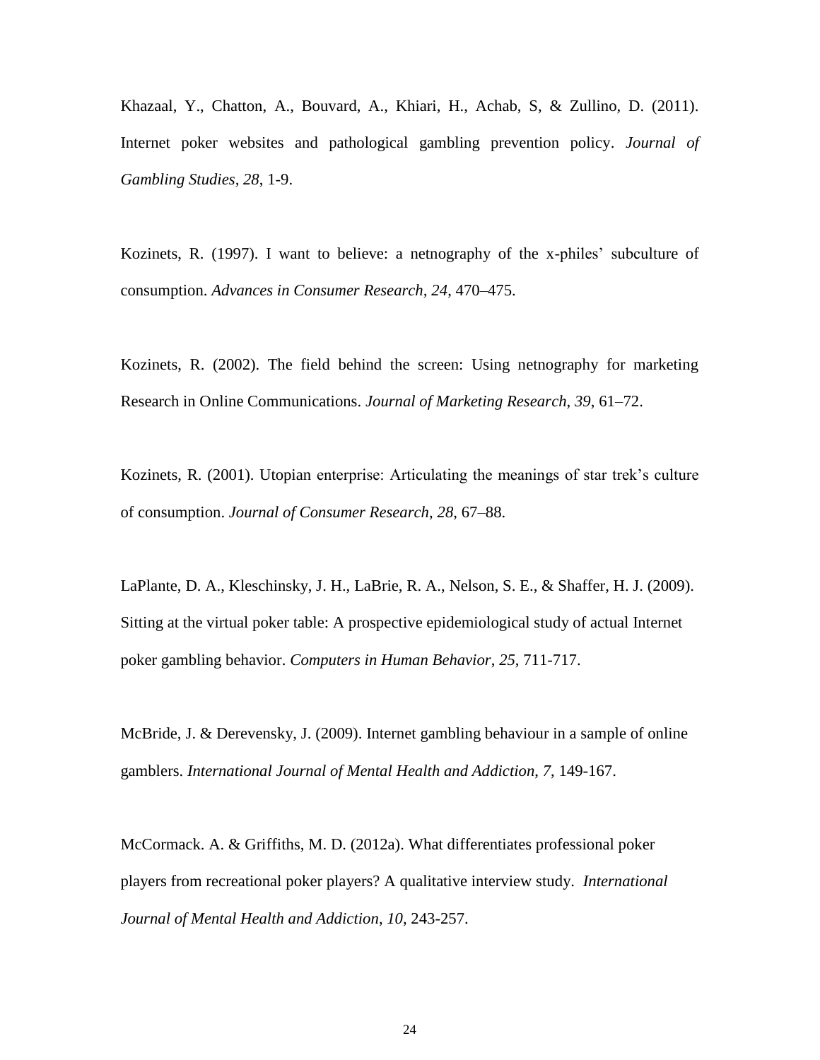Khazaal, Y., Chatton, A., Bouvard, A., Khiari, H., Achab, S, & Zullino, D. (2011). Internet poker websites and pathological gambling prevention policy. *Journal of Gambling Studies*, *28*, 1-9.

Kozinets, R. (1997). I want to believe: a netnography of the x-philes' subculture of consumption. *Advances in Consumer Research, 24*, 470–475.

Kozinets, R. (2002). The field behind the screen: Using netnography for marketing Research in Online Communications. *Journal of Marketing Research*, *39*, 61–72.

Kozinets, R. (2001). Utopian enterprise: Articulating the meanings of star trek's culture of consumption. *Journal of Consumer Research*, *28*, 67–88.

LaPlante, D. A., Kleschinsky, J. H., LaBrie, R. A., Nelson, S. E., & Shaffer, H. J. (2009). Sitting at the virtual poker table: A prospective epidemiological study of actual Internet poker gambling behavior. *Computers in Human Behavior*, *25*, 711-717.

McBride, J. & Derevensky, J. (2009). Internet gambling behaviour in a sample of online gamblers. *International Journal of Mental Health and Addiction*, *7*, 149-167.

McCormack. A. & Griffiths, M. D. (2012a). What differentiates professional poker players from recreational poker players? A qualitative interview study. *International Journal of Mental Health and Addiction*, *10*, 243-257.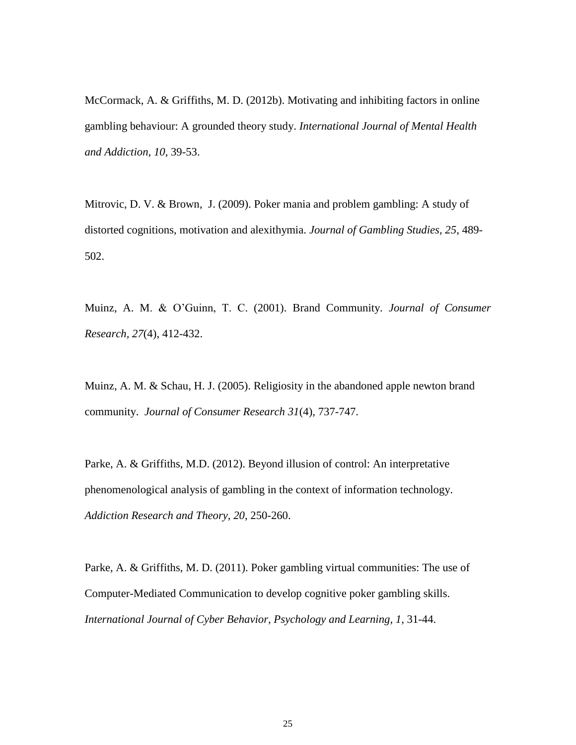McCormack, A. & Griffiths, M. D. (2012b). Motivating and inhibiting factors in online gambling behaviour: A grounded theory study. *International Journal of Mental Health and Addiction*, *10*, 39-53.

Mitrovic, D. V. & Brown, J. (2009). Poker mania and problem gambling: A study of distorted cognitions, motivation and alexithymia. *Journal of Gambling Studies*, *25*, 489-502.

Muinz, A. M. & O'Guinn, T. C. (2001). Brand Community. *Journal of Consumer Research*, *27*(4), 412-432.

Muinz, A. M. & Schau, H. J. (2005). Religiosity in the abandoned apple newton brand community. *Journal of Consumer Research 31*(4), 737-747.

Parke, A. & Griffiths, M.D. (2012). Beyond illusion of control: An interpretative phenomenological analysis of gambling in the context of information technology. *Addiction Research and Theory*, *20*, 250-260.

Parke, A. & Griffiths, M. D. (2011). Poker gambling virtual communities: The use of Computer-Mediated Communication to develop cognitive poker gambling skills. *International Journal of Cyber Behavior, Psychology and Learning*, *1*, 31-44.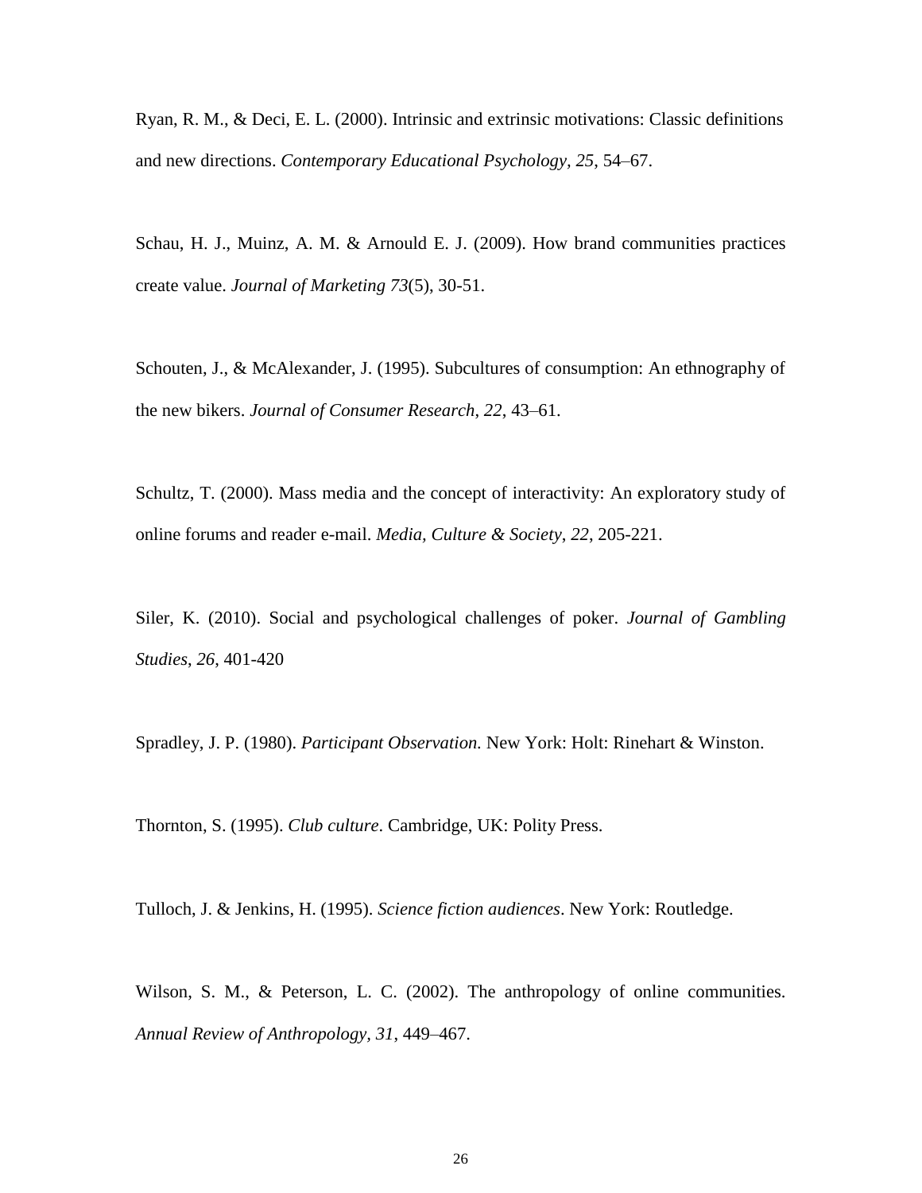Ryan, R. M., & Deci, E. L. (2000). Intrinsic and extrinsic motivations: Classic definitions and new directions. *Contemporary Educational Psychology*, *25*, 54–67.

Schau, H. J., Muinz, A. M. & Arnould E. J. (2009). How brand communities practices create value. *Journal of Marketing 73*(5), 30-51.

Schouten, J., & McAlexander, J. (1995). Subcultures of consumption: An ethnography of the new bikers. *Journal of Consumer Research*, *22*, 43–61.

Schultz, T. (2000). Mass media and the concept of interactivity: An exploratory study of online forums and reader e-mail. *Media, Culture & Society*, *22*, 205-221.

Siler, K. (2010). Social and psychological challenges of poker. *Journal of Gambling Studies*, *26*, 401-420

Spradley, J. P. (1980). *Participant Observation.* New York: Holt: Rinehart & Winston.

Thornton, S. (1995). *Club culture*. Cambridge, UK: Polity Press.

Tulloch, J. & Jenkins, H. (1995). *Science fiction audiences*. New York: Routledge.

Wilson, S. M., & Peterson, L. C. (2002). The anthropology of online communities. *Annual Review of Anthropology*, *31*, 449–467.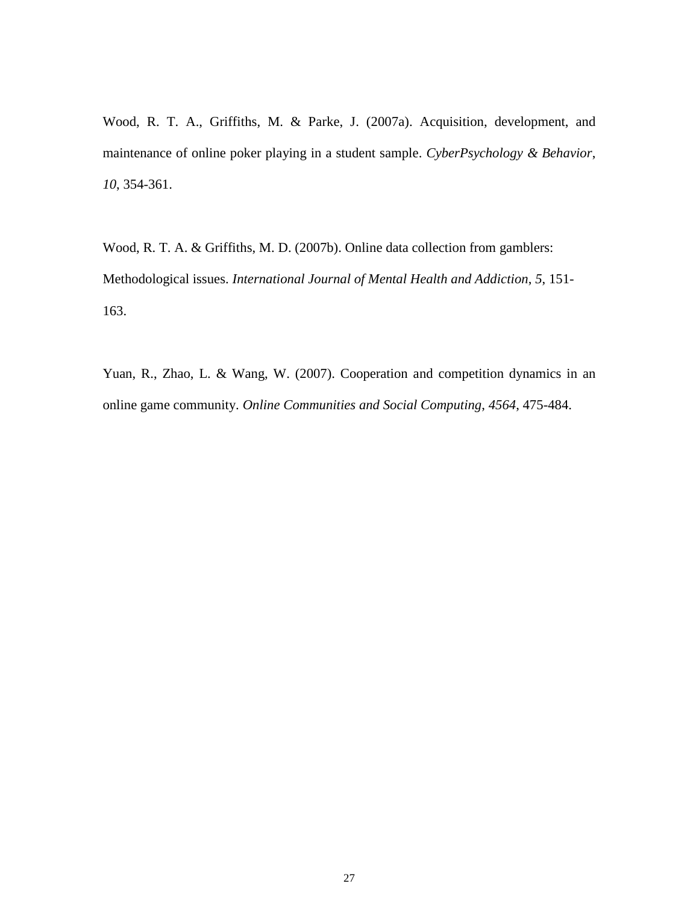Wood, R. T. A., Griffiths, M. & Parke, J. (2007a). Acquisition, development, and maintenance of online poker playing in a student sample. *CyberPsychology & Behavior*, *10*, 354-361.

Wood, R. T. A. & Griffiths, M. D. (2007b). Online data collection from gamblers: Methodological issues. *International Journal of Mental Health and Addiction*, *5*, 151-163.

Yuan, R., Zhao, L. & Wang, W. (2007). Cooperation and competition dynamics in an online game community. *Online Communities and Social Computing, 4564*, 475-484.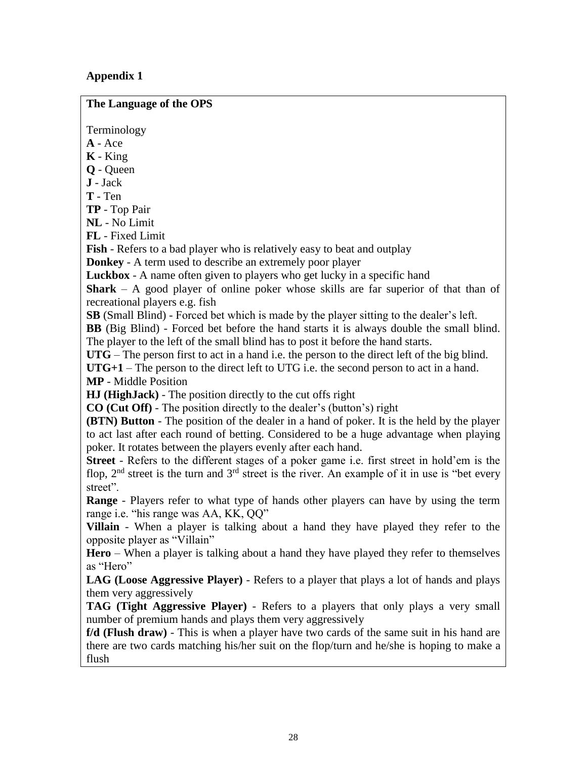## Appendix 1

**The Language of the OPS**

Terminology

**A** - Ace
**K** - King
**Q** - Queen
**J** - Jack
**T** - Ten
**TP** - Top Pair
**NL** - No Limit
**FL** - Fixed Limit
**Fish** - Refers to a bad player who is relatively easy to beat and outplay
**Donkey** - A term used to describe an extremely poor player
**Luckbox** - A name often given to players who get lucky in a specific hand
**Shark** – A good player of online poker whose skills are far superior of that than of recreational players e.g. fish
**SB** (Small Blind) - Forced bet which is made by the player sitting to the dealer's left.
**BB** (Big Blind) - Forced bet before the hand starts it is always double the small blind. The player to the left of the small blind has to post it before the hand starts.
**UTG** – The person first to act in a hand i.e. the person to the direct left of the big blind.
**UTG+1** – The person to the direct left to UTG i.e. the second person to act in a hand.
**MP** - Middle Position
**HJ (HighJack)** - The position directly to the cut offs right
**CO (Cut Off)** - The position directly to the dealer's (button's) right
**(BTN) Button** - The position of the dealer in a hand of poker. It is the held by the player to act last after each round of betting. Considered to be a huge advantage when playing poker. It rotates between the players evenly after each hand.
**Street** - Refers to the different stages of a poker game i.e. first street in hold'em is the flop, 2nd street is the turn and 3rd street is the river. An example of it in use is "bet every street".
**Range** - Players refer to what type of hands other players can have by using the term range i.e. "his range was AA, KK, QQ"
**Villain** - When a player is talking about a hand they have played they refer to the opposite player as "Villain"
**Hero** – When a player is talking about a hand they have played they refer to themselves as "Hero"
**LAG (Loose Aggressive Player)** - Refers to a player that plays a lot of hands and plays them very aggressively
**TAG (Tight Aggressive Player)** - Refers to a players that only plays a very small number of premium hands and plays them very aggressively
**f/d (Flush draw)** - This is when a player have two cards of the same suit in his hand are there are two cards matching his/her suit on the flop/turn and he/she is hoping to make a flush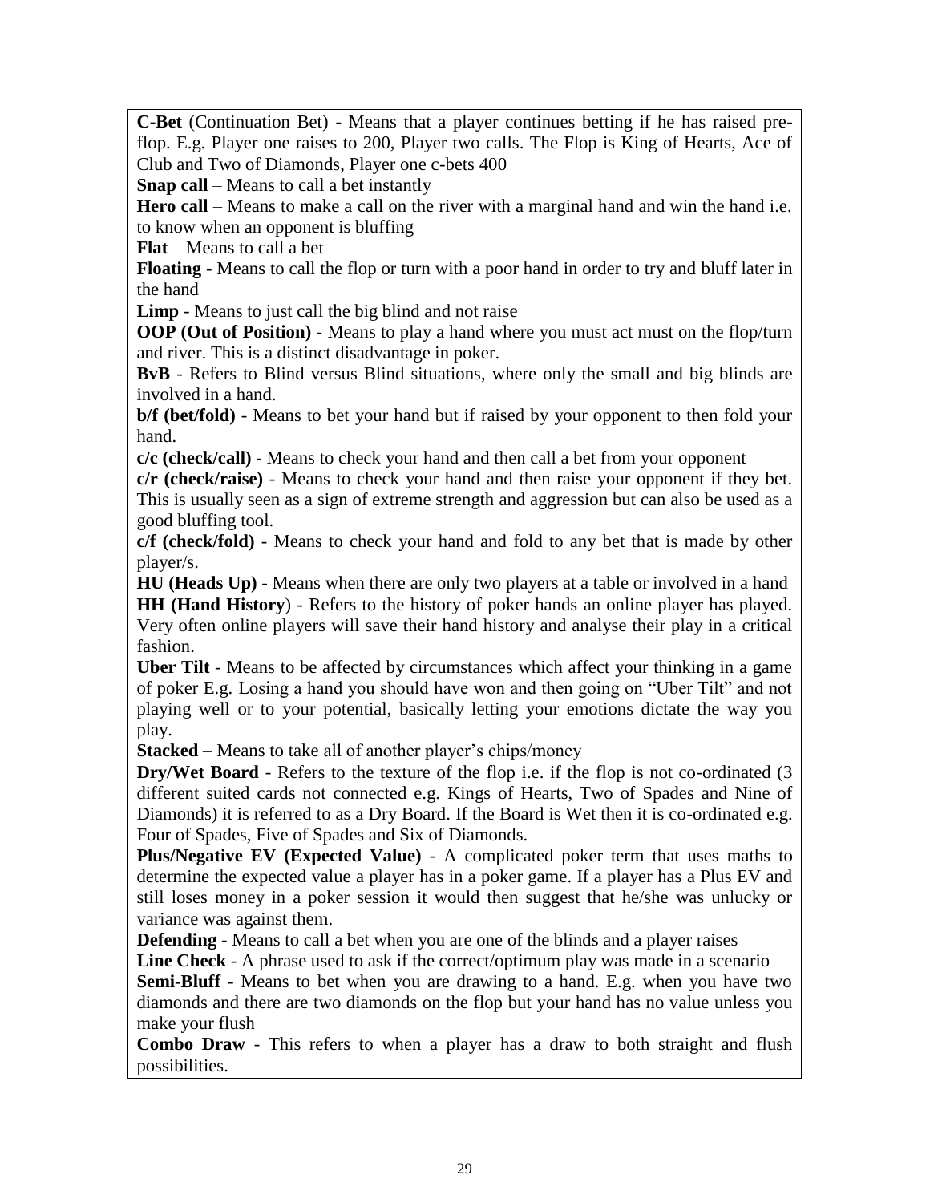**C-Bet** (Continuation Bet) - Means that a player continues betting if he has raised pre-flop. E.g. Player one raises to 200, Player two calls. The Flop is King of Hearts, Ace of Club and Two of Diamonds, Player one c-bets 400

**Snap call** – Means to call a bet instantly

**Hero call** – Means to make a call on the river with a marginal hand and win the hand i.e. to know when an opponent is bluffing

**Flat** – Means to call a bet

**Floating** - Means to call the flop or turn with a poor hand in order to try and bluff later in the hand

**Limp** - Means to just call the big blind and not raise

**OOP (Out of Position)** - Means to play a hand where you must act must on the flop/turn and river. This is a distinct disadvantage in poker.

**BvB** - Refers to Blind versus Blind situations, where only the small and big blinds are involved in a hand.

**b/f (bet/fold)** - Means to bet your hand but if raised by your opponent to then fold your hand.

**c/c (check/call)** - Means to check your hand and then call a bet from your opponent

**c/r (check/raise)** - Means to check your hand and then raise your opponent if they bet. This is usually seen as a sign of extreme strength and aggression but can also be used as a good bluffing tool.

**c/f (check/fold)** - Means to check your hand and fold to any bet that is made by other player/s.

**HU (Heads Up)** - Means when there are only two players at a table or involved in a hand

**HH (Hand History**) - Refers to the history of poker hands an online player has played. Very often online players will save their hand history and analyse their play in a critical fashion.

**Uber Tilt** - Means to be affected by circumstances which affect your thinking in a game of poker E.g. Losing a hand you should have won and then going on "Uber Tilt" and not playing well or to your potential, basically letting your emotions dictate the way you play.

**Stacked** – Means to take all of another player's chips/money

**Dry/Wet Board** - Refers to the texture of the flop i.e. if the flop is not co-ordinated (3 different suited cards not connected e.g. Kings of Hearts, Two of Spades and Nine of Diamonds) it is referred to as a Dry Board. If the Board is Wet then it is co-ordinated e.g. Four of Spades, Five of Spades and Six of Diamonds.

**Plus/Negative EV (Expected Value)** - A complicated poker term that uses maths to determine the expected value a player has in a poker game. If a player has a Plus EV and still loses money in a poker session it would then suggest that he/she was unlucky or variance was against them.

**Defending** - Means to call a bet when you are one of the blinds and a player raises

**Line Check** - A phrase used to ask if the correct/optimum play was made in a scenario

**Semi-Bluff** - Means to bet when you are drawing to a hand. E.g. when you have two diamonds and there are two diamonds on the flop but your hand has no value unless you make your flush

**Combo Draw** - This refers to when a player has a draw to both straight and flush possibilities.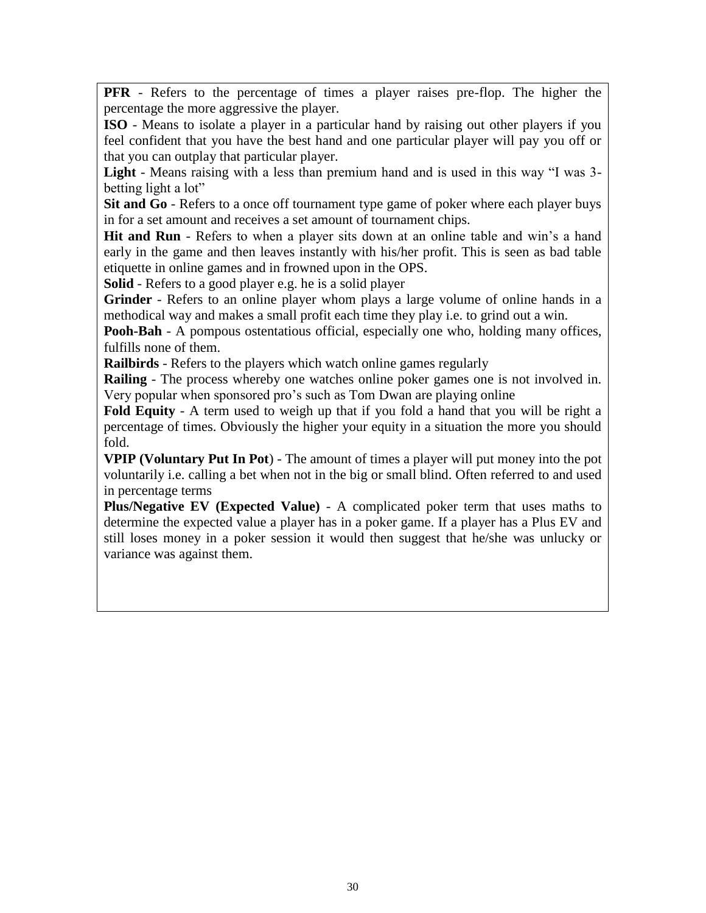**PFR** - Refers to the percentage of times a player raises pre-flop. The higher the percentage the more aggressive the player.

**ISO** - Means to isolate a player in a particular hand by raising out other players if you feel confident that you have the best hand and one particular player will pay you off or that you can outplay that particular player.

**Light** - Means raising with a less than premium hand and is used in this way "I was 3-betting light a lot"

**Sit and Go** - Refers to a once off tournament type game of poker where each player buys in for a set amount and receives a set amount of tournament chips.

**Hit and Run** - Refers to when a player sits down at an online table and win's a hand early in the game and then leaves instantly with his/her profit. This is seen as bad table etiquette in online games and in frowned upon in the OPS.

**Solid** - Refers to a good player e.g. he is a solid player

**Grinder** - Refers to an online player whom plays a large volume of online hands in a methodical way and makes a small profit each time they play i.e. to grind out a win.

**Pooh-Bah** - A pompous ostentatious official, especially one who, holding many offices, fulfills none of them.

**Railbirds** - Refers to the players which watch online games regularly

**Railing** - The process whereby one watches online poker games one is not involved in. Very popular when sponsored pro's such as Tom Dwan are playing online

**Fold Equity** - A term used to weigh up that if you fold a hand that you will be right a percentage of times. Obviously the higher your equity in a situation the more you should fold.

**VPIP (Voluntary Put In Pot**) - The amount of times a player will put money into the pot voluntarily i.e. calling a bet when not in the big or small blind. Often referred to and used in percentage terms

**Plus/Negative EV (Expected Value)** - A complicated poker term that uses maths to determine the expected value a player has in a poker game. If a player has a Plus EV and still loses money in a poker session it would then suggest that he/she was unlucky or variance was against them.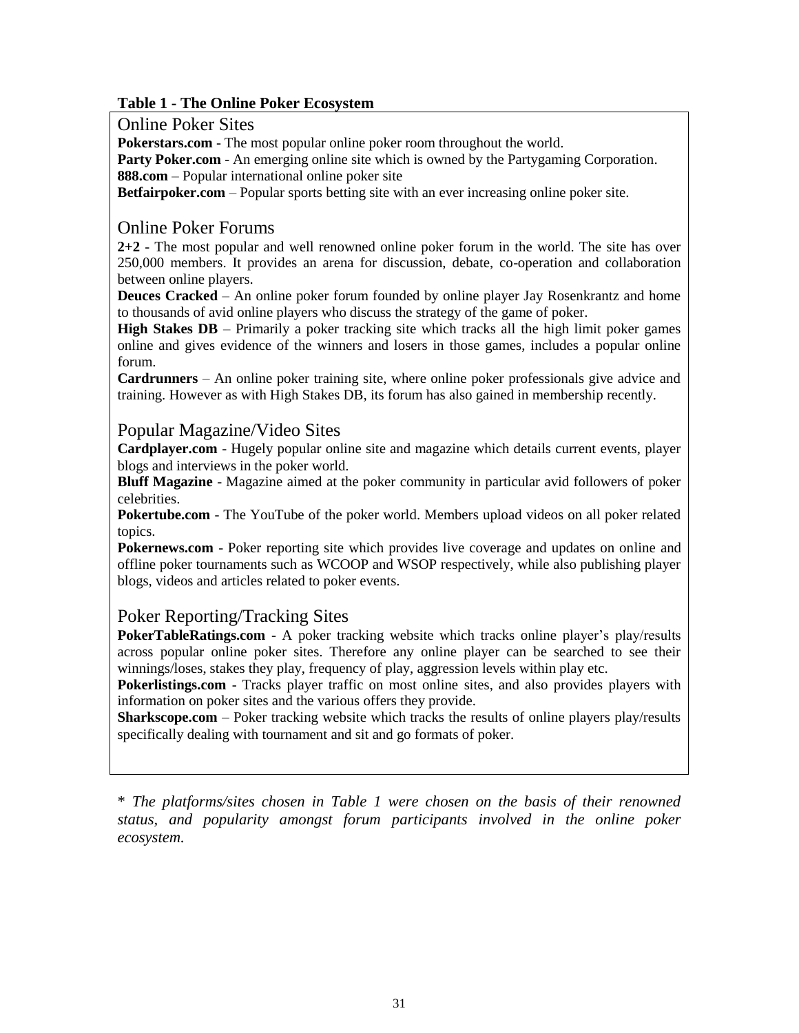**Table 1 - The Online Poker Ecosystem**

## Online Poker Sites

**Pokerstars.com** - The most popular online poker room throughout the world.
**Party Poker.com** - An emerging online site which is owned by the Partygaming Corporation.
**888.com** – Popular international online poker site
**Betfairpoker.com** – Popular sports betting site with an ever increasing online poker site.

## Online Poker Forums

**2+2** - The most popular and well renowned online poker forum in the world. The site has over 250,000 members. It provides an arena for discussion, debate, co-operation and collaboration between online players.
**Deuces Cracked** – An online poker forum founded by online player Jay Rosenkrantz and home to thousands of avid online players who discuss the strategy of the game of poker.
**High Stakes DB** – Primarily a poker tracking site which tracks all the high limit poker games online and gives evidence of the winners and losers in those games, includes a popular online forum.
**Cardrunners** – An online poker training site, where online poker professionals give advice and training. However as with High Stakes DB, its forum has also gained in membership recently.

## Popular Magazine/Video Sites

**Cardplayer.com** - Hugely popular online site and magazine which details current events, player blogs and interviews in the poker world.
**Bluff Magazine** - Magazine aimed at the poker community in particular avid followers of poker celebrities.
**Pokertube.com** - The YouTube of the poker world. Members upload videos on all poker related topics.
**Pokernews.com** - Poker reporting site which provides live coverage and updates on online and offline poker tournaments such as WCOOP and WSOP respectively, while also publishing player blogs, videos and articles related to poker events.

## Poker Reporting/Tracking Sites

**PokerTableRatings.com** - A poker tracking website which tracks online player's play/results across popular online poker sites. Therefore any online player can be searched to see their winnings/loses, stakes they play, frequency of play, aggression levels within play etc.
**Pokerlistings.com** - Tracks player traffic on most online sites, and also provides players with information on poker sites and the various offers they provide.
**Sharkscope.com** – Poker tracking website which tracks the results of online players play/results specifically dealing with tournament and sit and go formats of poker.

\* *The platforms/sites chosen in Table 1 were chosen on the basis of their renowned status, and popularity amongst forum participants involved in the online poker ecosystem.*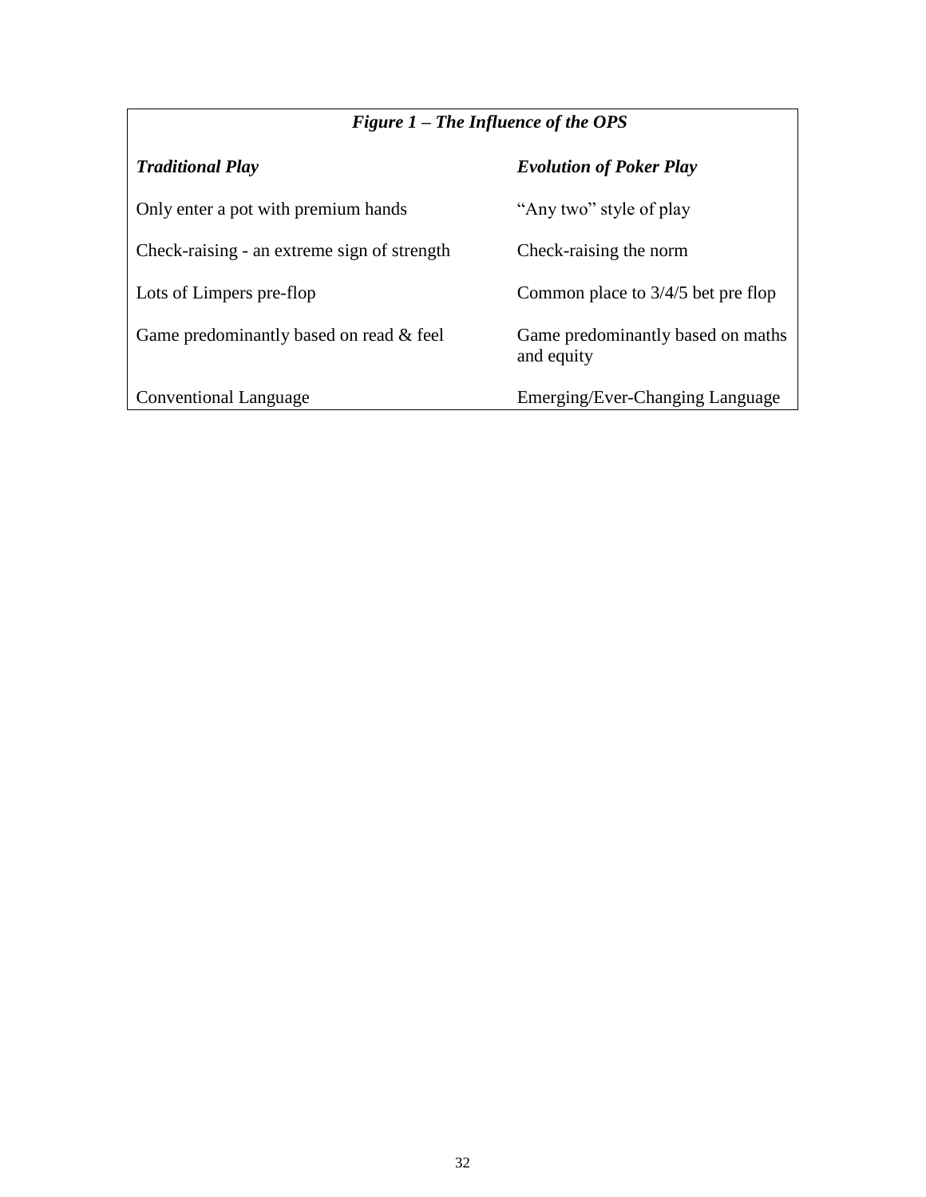***Figure 1 – The Influence of the OPS***

| ***Traditional Play*** | ***Evolution of Poker Play*** |
| --- | --- |
| Only enter a pot with premium hands | "Any two" style of play |
| Check-raising - an extreme sign of strength | Check-raising the norm |
| Lots of Limpers pre-flop | Common place to 3/4/5 bet pre flop |
| Game predominantly based on read & feel | Game predominantly based on maths and equity |
| Conventional Language | Emerging/Ever-Changing Language |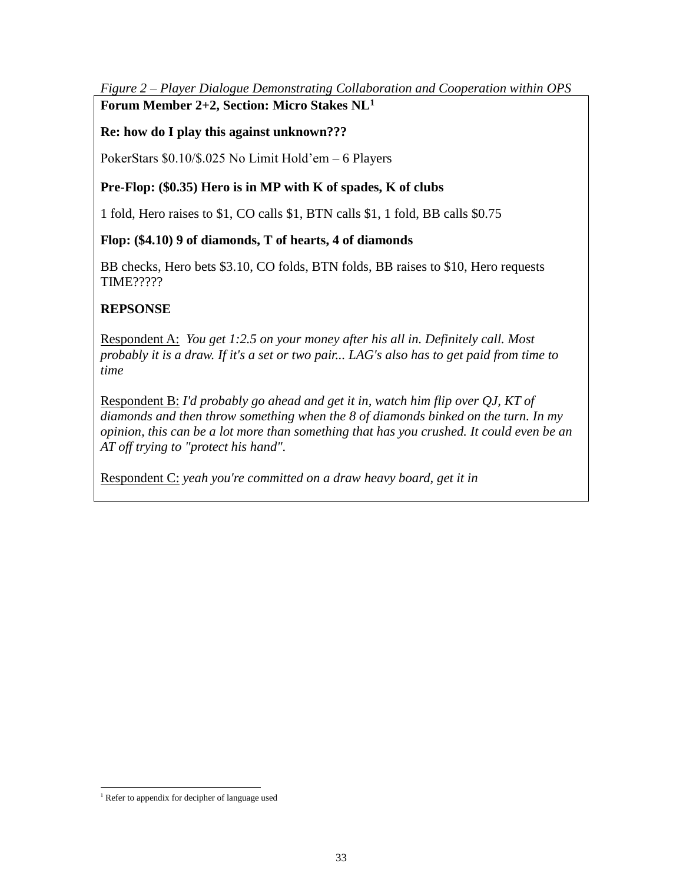*Figure 2 – Player Dialogue Demonstrating Collaboration and Cooperation within OPS*

**Forum Member 2+2, Section: Micro Stakes NL[1]**

**Re: how do I play this against unknown???**

PokerStars $0.10/$.025 No Limit Hold'em – 6 Players

**Pre-Flop: ($0.35) Hero is in MP with K of spades, K of clubs**

1 fold, Hero raises to $1, CO calls $1, BTN calls $1, 1 fold, BB calls $0.75

**Flop: ($4.10) 9 of diamonds, T of hearts, 4 of diamonds**

BB checks, Hero bets $3.10, CO folds, BTN folds, BB raises to $10, Hero requests TIME?????

**REPSONSE**

Respondent A: *You get 1:2.5 on your money after his all in. Definitely call. Most probably it is a draw. If it's a set or two pair... LAG's also has to get paid from time to time*

Respondent B: *I'd probably go ahead and get it in, watch him flip over QJ, KT of diamonds and then throw something when the 8 of diamonds binked on the turn. In my opinion, this can be a lot more than something that has you crushed. It could even be an AT off trying to "protect his hand".*

Respondent C: *yeah you're committed on a draw heavy board, get it in*

[1] Refer to appendix for decipher of language used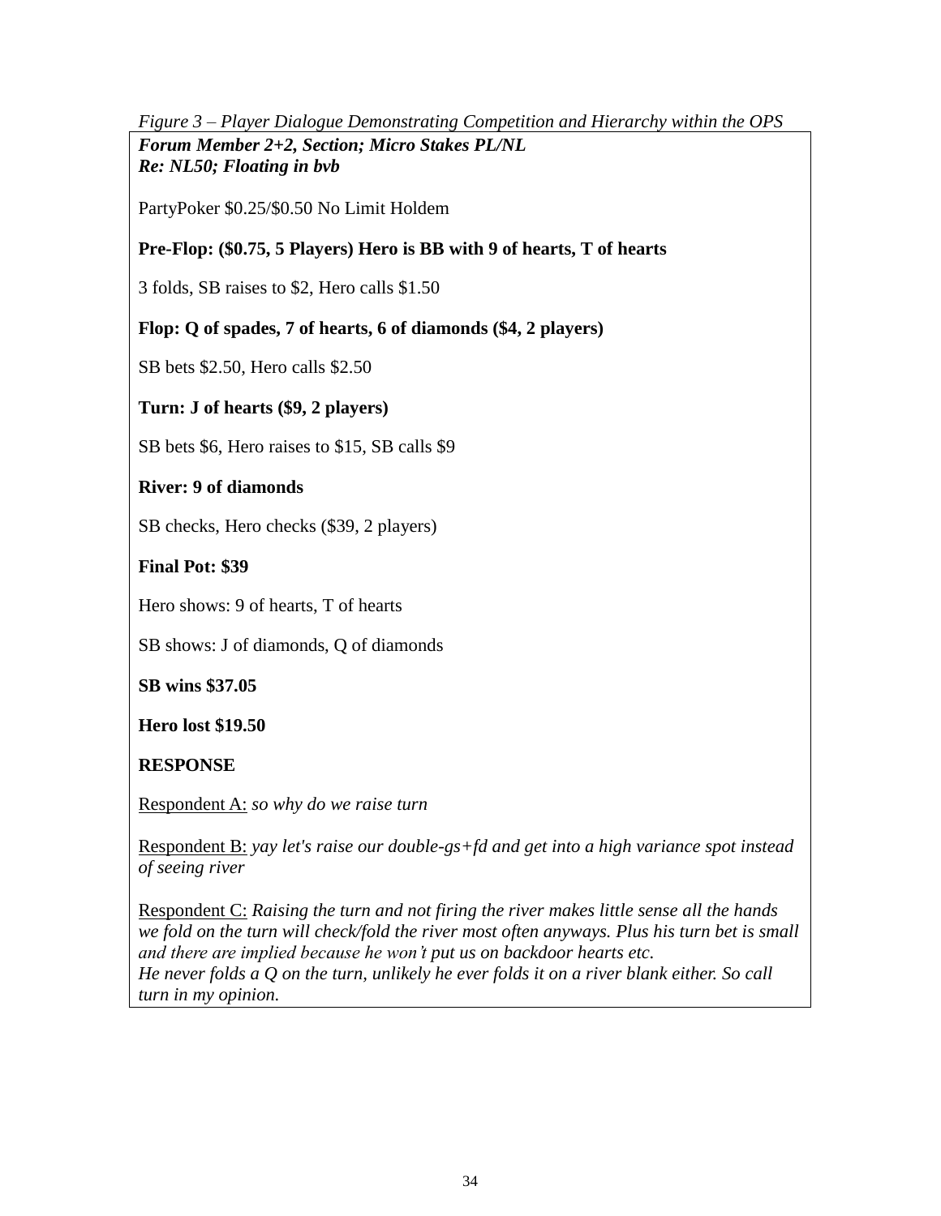*Figure 3 – Player Dialogue Demonstrating Competition and Hierarchy within the OPS*

***Forum Member 2+2, Section; Micro Stakes PL/NL***
***Re: NL50; Floating in bvb***

PartyPoker $0.25/$0.50 No Limit Holdem

**Pre-Flop: ($0.75, 5 Players) Hero is BB with 9 of hearts, T of hearts**

3 folds, SB raises to $2, Hero calls $1.50

**Flop: Q of spades, 7 of hearts, 6 of diamonds ($4, 2 players)**

SB bets $2.50, Hero calls $2.50

**Turn: J of hearts ($9, 2 players)**

SB bets $6, Hero raises to $15, SB calls $9

**River: 9 of diamonds**

SB checks, Hero checks ($39, 2 players)

**Final Pot: $39**

Hero shows: 9 of hearts, T of hearts

SB shows: J of diamonds, Q of diamonds

**SB wins $37.05**

**Hero lost $19.50**

**RESPONSE**

Respondent A: *so why do we raise turn*

Respondent B: *yay let's raise our double-gs+fd and get into a high variance spot instead of seeing river*

Respondent C: *Raising the turn and not firing the river makes little sense all the hands we fold on the turn will check/fold the river most often anyways. Plus his turn bet is small and there are implied because he won't put us on backdoor hearts etc.*
*He never folds a Q on the turn, unlikely he ever folds it on a river blank either. So call turn in my opinion.*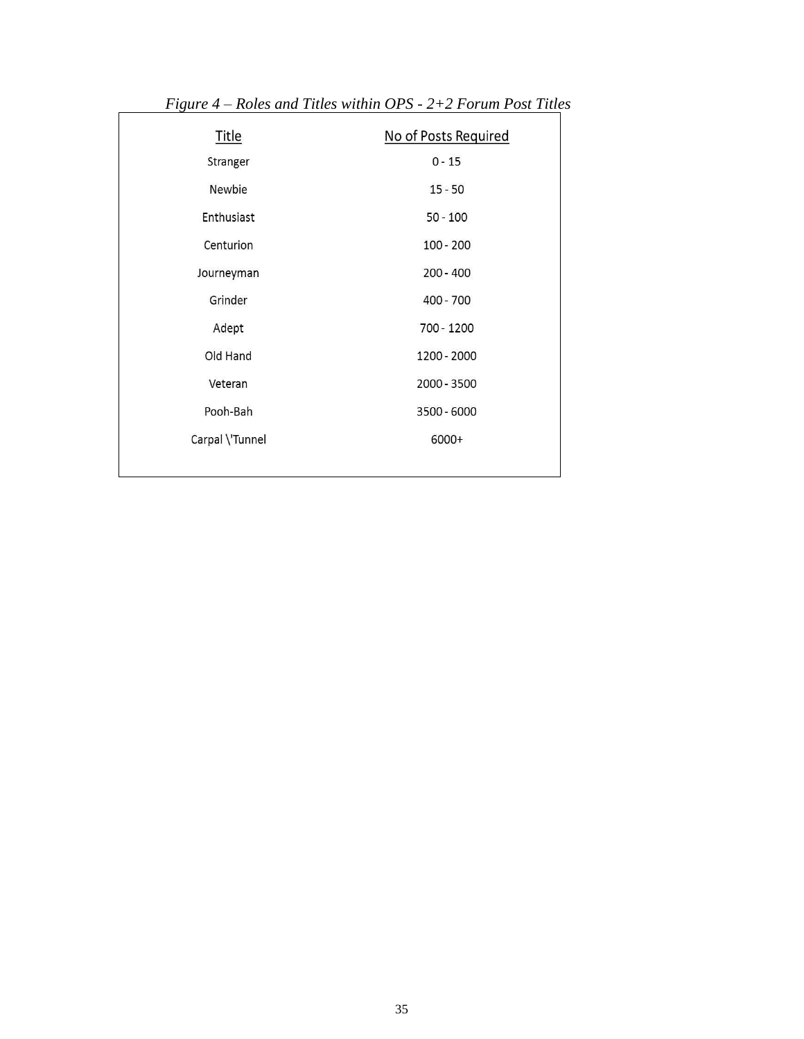*Figure 4 – Roles and Titles within OPS - 2+2 Forum Post Titles*

| Title | No of Posts Required |
| --- | --- |
| Stranger | 0 - 15 |
| Newbie | 15 - 50 |
| Enthusiast | 50 - 100 |
| Centurion | 100 - 200 |
| Journeyman | 200 - 400 |
| Grinder | 400 - 700 |
| Adept | 700 - 1200 |
| Old Hand | 1200 - 2000 |
| Veteran | 2000 - 3500 |
| Pooh-Bah | 3500 - 6000 |
| Carpal \'Tunnel | 6000+ |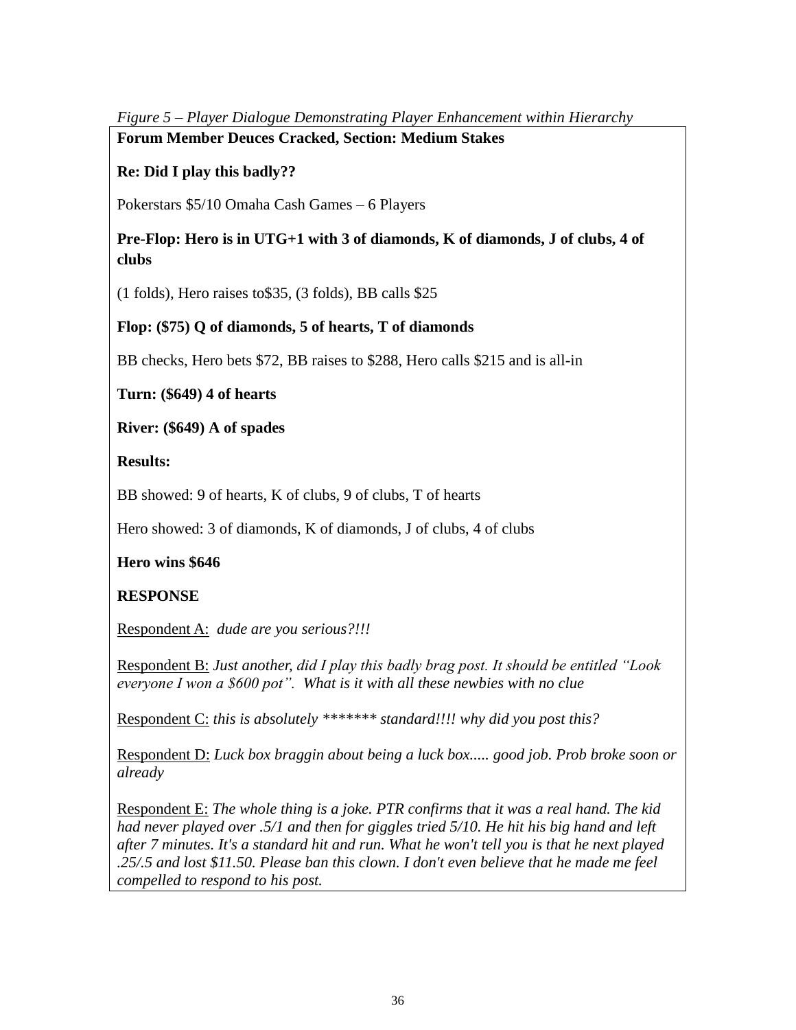*Figure 5 – Player Dialogue Demonstrating Player Enhancement within Hierarchy*

**Forum Member Deuces Cracked, Section: Medium Stakes**

**Re: Did I play this badly??**

Pokerstars $5/10 Omaha Cash Games – 6 Players

**Pre-Flop: Hero is in UTG+1 with 3 of diamonds, K of diamonds, J of clubs, 4 of clubs**

(1 folds), Hero raises to$35, (3 folds), BB calls $25

**Flop: ($75) Q of diamonds, 5 of hearts, T of diamonds**

BB checks, Hero bets $72, BB raises to $288, Hero calls $215 and is all-in

**Turn: ($649) 4 of hearts**

**River: ($649) A of spades**

**Results:**

BB showed: 9 of hearts, K of clubs, 9 of clubs, T of hearts

Hero showed: 3 of diamonds, K of diamonds, J of clubs, 4 of clubs

**Hero wins $646**

**RESPONSE**

Respondent A: *dude are you serious?!!!*

Respondent B: *Just another, did I play this badly brag post. It should be entitled "Look everyone I won a $600 pot". What is it with all these newbies with no clue*

Respondent C: *this is absolutely ******* standard!!!! why did you post this?*

Respondent D: *Luck box braggin about being a luck box..... good job. Prob broke soon or already*

Respondent E: *The whole thing is a joke. PTR confirms that it was a real hand. The kid had never played over .5/1 and then for giggles tried 5/10. He hit his big hand and left after 7 minutes. It's a standard hit and run. What he won't tell you is that he next played .25/.5 and lost $11.50. Please ban this clown. I don't even believe that he made me feel compelled to respond to his post.*